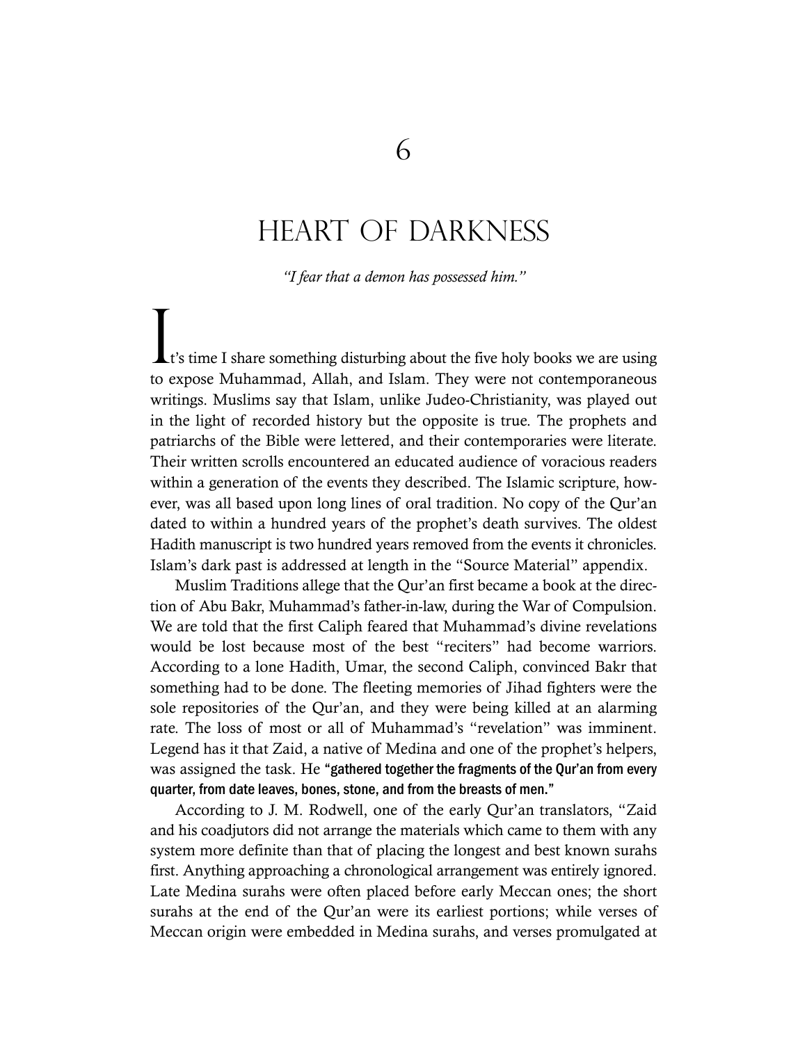# 6

# HEART OF DARKNESS

*"I fear that a demon has possessed him."*

It's time I share something disturbing about the five holy books we are using to expose Muhammad, Allah, and Islam. They were not contemporaneous writings. Muslims say that Islam, unlike Judeo-Christianity, was played out in the light of recorded history but the opposite is true. The prophets and patriarchs of the Bible were lettered, and their contemporaries were literate. Their written scrolls encountered an educated audience of voracious readers within a generation of the events they described. The Islamic scripture, however, was all based upon long lines of oral tradition. No copy of the Qur'an dated to within a hundred years of the prophet's death survives. The oldest Hadith manuscript is two hundred years removed from the events it chronicles. Islam's dark past is addressed at length in the "Source Material" appendix.

Muslim Traditions allege that the Qur'an first became a book at the direction of Abu Bakr, Muhammad's father-in-law, during the War of Compulsion. We are told that the first Caliph feared that Muhammad's divine revelations would be lost because most of the best "reciters" had become warriors. According to a lone Hadith, Umar, the second Caliph, convinced Bakr that something had to be done. The fleeting memories of Jihad fighters were the sole repositories of the Qur'an, and they were being killed at an alarming rate. The loss of most or all of Muhammad's "revelation" was imminent. Legend has it that Zaid, a native of Medina and one of the prophet's helpers, was assigned the task. He **"gathered together the fragments of the Qur'an from every quarter, from date leaves, bones, stone, and from the breasts of men."**

According to J. M. Rodwell, one of the early Qur'an translators, "Zaid and his coadjutors did not arrange the materials which came to them with any system more definite than that of placing the longest and best known surahs first. Anything approaching a chronological arrangement was entirely ignored. Late Medina surahs were often placed before early Meccan ones; the short surahs at the end of the Qur'an were its earliest portions; while verses of Meccan origin were embedded in Medina surahs, and verses promulgated at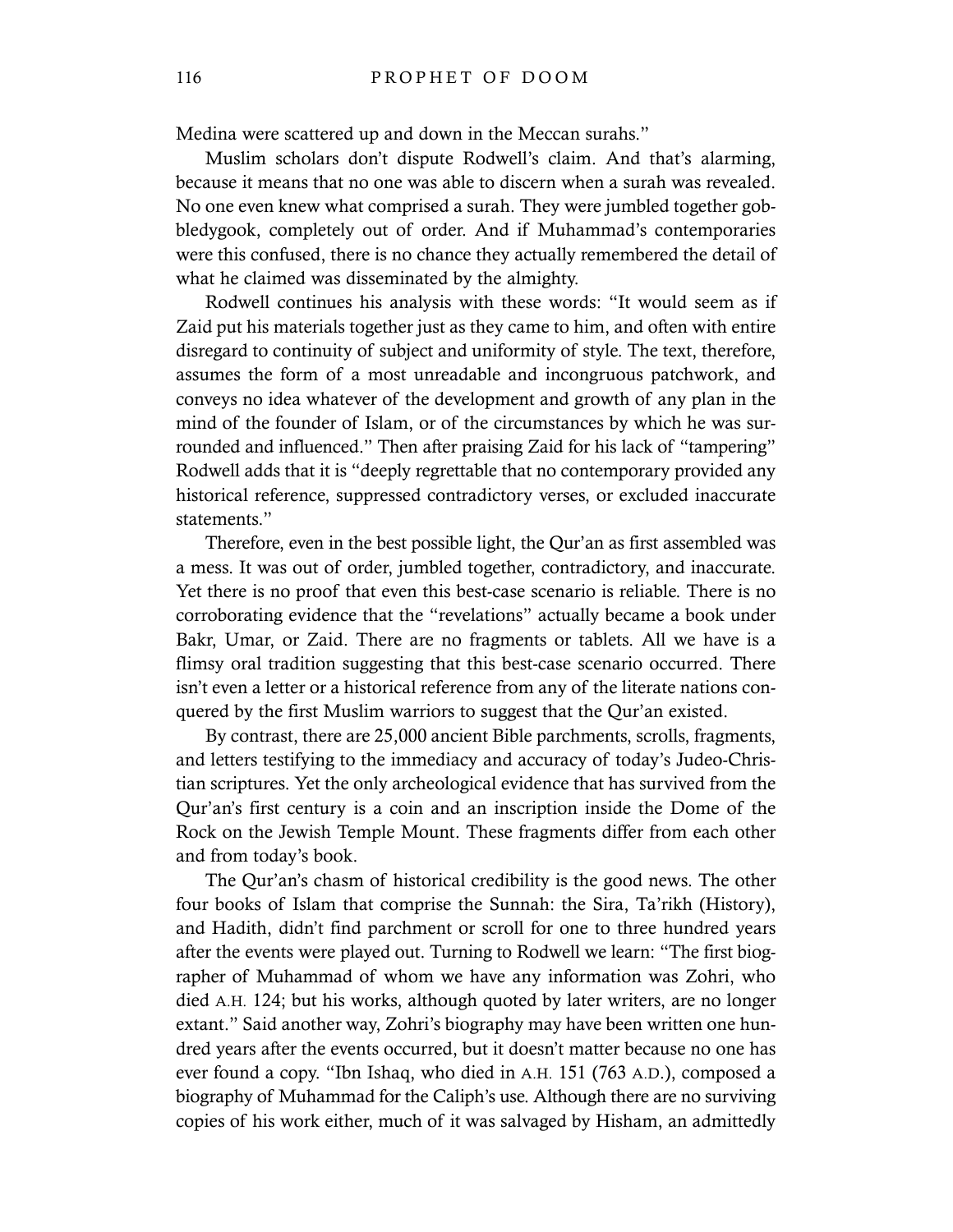Medina were scattered up and down in the Meccan surahs."

Muslim scholars don't dispute Rodwell's claim. And that's alarming, because it means that no one was able to discern when a surah was revealed. No one even knew what comprised a surah. They were jumbled together gobbledygook, completely out of order. And if Muhammad's contemporaries were this confused, there is no chance they actually remembered the detail of what he claimed was disseminated by the almighty.

Rodwell continues his analysis with these words: "It would seem as if Zaid put his materials together just as they came to him, and often with entire disregard to continuity of subject and uniformity of style. The text, therefore, assumes the form of a most unreadable and incongruous patchwork, and conveys no idea whatever of the development and growth of any plan in the mind of the founder of Islam, or of the circumstances by which he was surrounded and influenced." Then after praising Zaid for his lack of "tampering" Rodwell adds that it is "deeply regrettable that no contemporary provided any historical reference, suppressed contradictory verses, or excluded inaccurate statements."

Therefore, even in the best possible light, the Qur'an as first assembled was a mess. It was out of order, jumbled together, contradictory, and inaccurate. Yet there is no proof that even this best-case scenario is reliable. There is no corroborating evidence that the "revelations" actually became a book under Bakr, Umar, or Zaid. There are no fragments or tablets. All we have is a flimsy oral tradition suggesting that this best-case scenario occurred. There isn't even a letter or a historical reference from any of the literate nations conquered by the first Muslim warriors to suggest that the Qur'an existed.

By contrast, there are 25,000 ancient Bible parchments, scrolls, fragments, and letters testifying to the immediacy and accuracy of today's Judeo-Christian scriptures. Yet the only archeological evidence that has survived from the Qur'an's first century is a coin and an inscription inside the Dome of the Rock on the Jewish Temple Mount. These fragments differ from each other and from today's book.

The Qur'an's chasm of historical credibility is the good news. The other four books of Islam that comprise the Sunnah: the Sira, Ta'rikh (History), and Hadith, didn't find parchment or scroll for one to three hundred years after the events were played out. Turning to Rodwell we learn: "The first biographer of Muhammad of whom we have any information was Zohri, who died A.H. 124; but his works, although quoted by later writers, are no longer extant." Said another way, Zohri's biography may have been written one hundred years after the events occurred, but it doesn't matter because no one has ever found a copy. "Ibn Ishaq, who died in A.H. 151 (763 A.D.), composed a biography of Muhammad for the Caliph's use. Although there are no surviving copies of his work either, much of it was salvaged by Hisham, an admittedly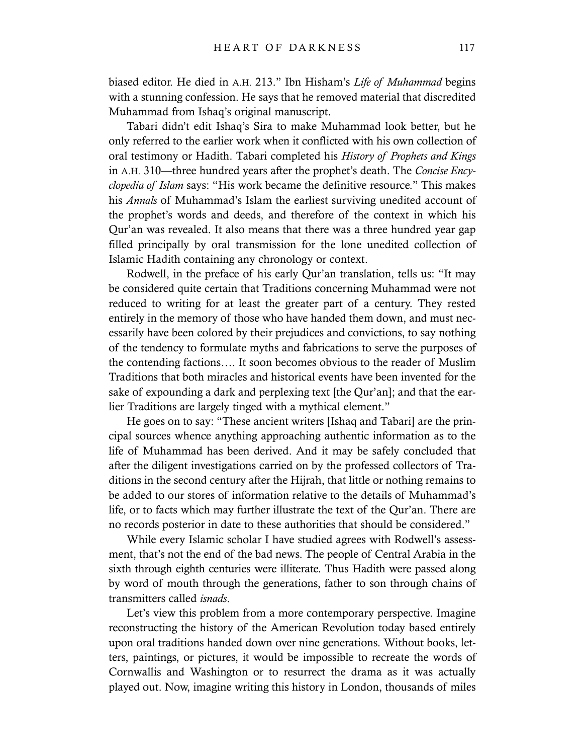biased editor. He died in A.H. 213." Ibn Hisham's *Life of Muhammad* begins with a stunning confession. He says that he removed material that discredited Muhammad from Ishaq's original manuscript.

Tabari didn't edit Ishaq's Sira to make Muhammad look better, but he only referred to the earlier work when it conflicted with his own collection of oral testimony or Hadith. Tabari completed his *History of Prophets and Kings* in A.H. 310—three hundred years after the prophet's death. The *Concise Encyclopedia of Islam* says: "His work became the definitive resource." This makes his *Annals* of Muhammad's Islam the earliest surviving unedited account of the prophet's words and deeds, and therefore of the context in which his Qur'an was revealed. It also means that there was a three hundred year gap filled principally by oral transmission for the lone unedited collection of Islamic Hadith containing any chronology or context.

Rodwell, in the preface of his early Qur'an translation, tells us: "It may be considered quite certain that Traditions concerning Muhammad were not reduced to writing for at least the greater part of a century. They rested entirely in the memory of those who have handed them down, and must necessarily have been colored by their prejudices and convictions, to say nothing of the tendency to formulate myths and fabrications to serve the purposes of the contending factions.... It soon becomes obvious to the reader of Muslim Traditions that both miracles and historical events have been invented for the sake of expounding a dark and perplexing text [the Qur'an]; and that the earlier Traditions are largely tinged with a mythical element."

He goes on to say: "These ancient writers [Ishaq and Tabari] are the principal sources whence anything approaching authentic information as to the life of Muhammad has been derived. And it may be safely concluded that after the diligent investigations carried on by the professed collectors of Traditions in the second century after the Hijrah, that little or nothing remains to be added to our stores of information relative to the details of Muhammad's life, or to facts which may further illustrate the text of the Qur'an. There are no records posterior in date to these authorities that should be considered."

While every Islamic scholar I have studied agrees with Rodwell's assessment, that's not the end of the bad news. The people of Central Arabia in the sixth through eighth centuries were illiterate. Thus Hadith were passed along by word of mouth through the generations, father to son through chains of transmitters called *isnads*.

Let's view this problem from a more contemporary perspective. Imagine reconstructing the history of the American Revolution today based entirely upon oral traditions handed down over nine generations. Without books, letters, paintings, or pictures, it would be impossible to recreate the words of Cornwallis and Washington or to resurrect the drama as it was actually played out. Now, imagine writing this history in London, thousands of miles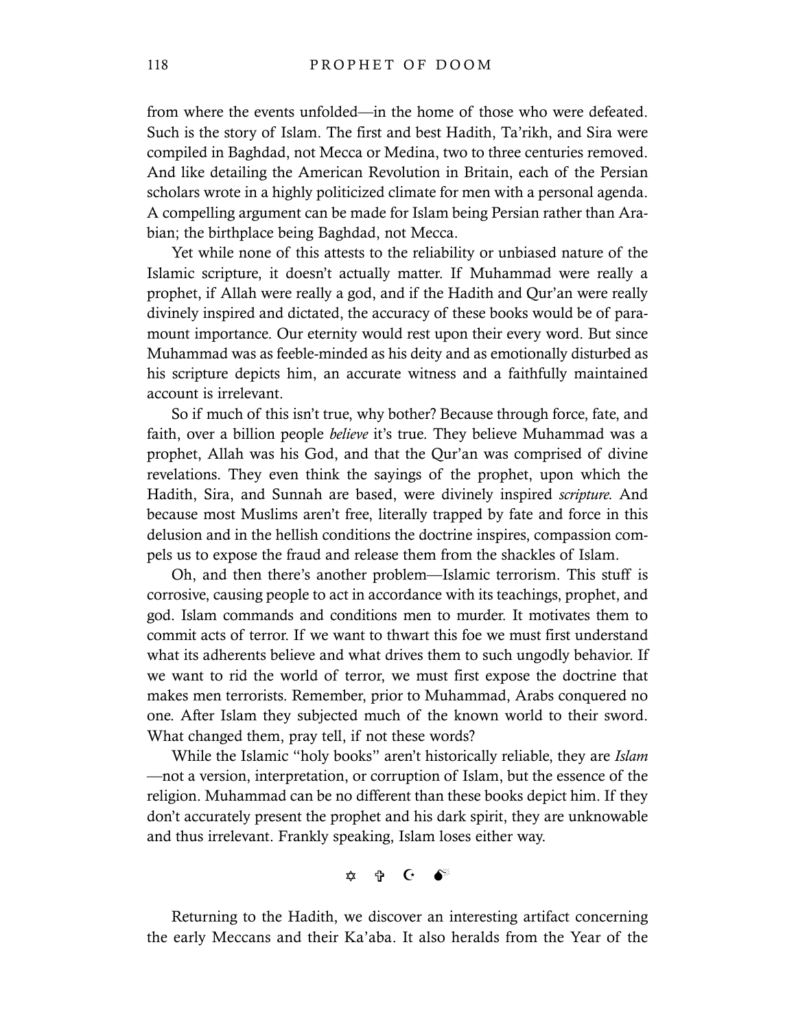from where the events unfolded—in the home of those who were defeated. Such is the story of Islam. The first and best Hadith, Ta'rikh, and Sira were compiled in Baghdad, not Mecca or Medina, two to three centuries removed. And like detailing the American Revolution in Britain, each of the Persian scholars wrote in a highly politicized climate for men with a personal agenda. A compelling argument can be made for Islam being Persian rather than Arabian; the birthplace being Baghdad, not Mecca.

Yet while none of this attests to the reliability or unbiased nature of the Islamic scripture, it doesn't actually matter. If Muhammad were really a prophet, if Allah were really a god, and if the Hadith and Qur'an were really divinely inspired and dictated, the accuracy of these books would be of paramount importance. Our eternity would rest upon their every word. But since Muhammad was as feeble-minded as his deity and as emotionally disturbed as his scripture depicts him, an accurate witness and a faithfully maintained account is irrelevant.

So if much of this isn't true, why bother? Because through force, fate, and faith, over a billion people *believe* it's true. They believe Muhammad was a prophet, Allah was his God, and that the Qur'an was comprised of divine revelations. They even think the sayings of the prophet, upon which the Hadith, Sira, and Sunnah are based, were divinely inspired *scripture.* And because most Muslims aren't free, literally trapped by fate and force in this delusion and in the hellish conditions the doctrine inspires, compassion compels us to expose the fraud and release them from the shackles of Islam.

Oh, and then there's another problem—Islamic terrorism. This stuff is corrosive, causing people to act in accordance with its teachings, prophet, and god. Islam commands and conditions men to murder. It motivates them to commit acts of terror. If we want to thwart this foe we must first understand what its adherents believe and what drives them to such ungodly behavior. If we want to rid the world of terror, we must first expose the doctrine that makes men terrorists. Remember, prior to Muhammad, Arabs conquered no one. After Islam they subjected much of the known world to their sword. What changed them, pray tell, if not these words?

While the Islamic "holy books" aren't historically reliable, they are *Islam*—not a version, interpretation, or corruption of Islam, but the essence of the religion. Muhammad can be no different than these books depict him. If they don't accurately present the prophet and his dark spirit, they are unknowable and thus irrelevant. Frankly speaking, Islam loses either way.

✡ ✞ ☪ 💣

Returning to the Hadith, we discover an interesting artifact concerning the early Meccans and their Ka'aba. It also heralds from the Year of the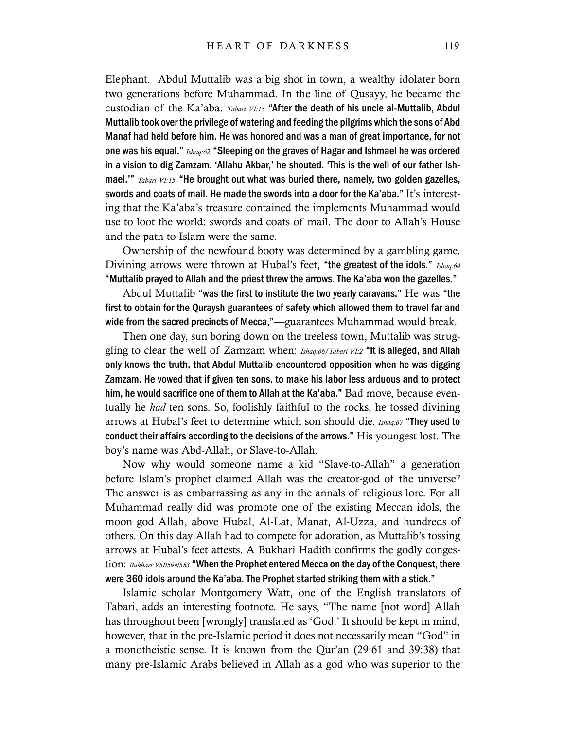Elephant. Abdul Muttalib was a big shot in town, a wealthy idolater born two generations before Muhammad. In the line of Qusayy, he became the custodian of the Ka'aba. *Tabari VI:15* **"After the death of his uncle al-Muttalib, Abdul Muttalib took over the privilege of watering and feeding the pilgrims which the sons of Abd Manaf had held before him. He was honored and was a man of great importance, for not one was his equal."** *Ishaq:62* **"Sleeping on the graves of Hagar and Ishmael he was ordered in a vision to dig Zamzam. 'Allahu Akbar,' he shouted. 'This is the well of our father Ishmael.'"** *Tabari VI:15* **"He brought out what was buried there, namely, two golden gazelles, swords and coats of mail. He made the swords into a door for the Ka'aba."** It's interesting that the Ka'aba's treasure contained the implements Muhammad would use to loot the world: swords and coats of mail. The door to Allah's House and the path to Islam were the same.

Ownership of the newfound booty was determined by a gambling game. Divining arrows were thrown at Hubal's feet, **"the greatest of the idols."** *Ishaq:64* **"Muttalib prayed to Allah and the priest threw the arrows. The Ka'aba won the gazelles."**

Abdul Muttalib **"was the first to institute the two yearly caravans."** He was **"the first to obtain for the Quraysh guarantees of safety which allowed them to travel far and wide from the sacred precincts of Mecca,"**—guarantees Muhammad would break.

Then one day, sun boring down on the treeless town, Muttalib was struggling to clear the well of Zamzam when: *Ishaq:66/Tabari VI:2* **"It is alleged, and Allah only knows the truth, that Abdul Muttalib encountered opposition when he was digging Zamzam. He vowed that if given ten sons, to make his labor less arduous and to protect him, he would sacrifice one of them to Allah at the Ka'aba."** Bad move, because eventually he *had* ten sons. So, foolishly faithful to the rocks, he tossed divining arrows at Hubal's feet to determine which son should die. *Ishaq:67* **"They used to conduct their affairs according to the decisions of the arrows."** His youngest lost. The boy's name was Abd-Allah, or Slave-to-Allah.

Now why would someone name a kid "Slave-to-Allah" a generation before Islam's prophet claimed Allah was the creator-god of the universe? The answer is as embarrassing as any in the annals of religious lore. For all Muhammad really did was promote one of the existing Meccan idols, the moon god Allah, above Hubal, Al-Lat, Manat, Al-Uzza, and hundreds of others. On this day Allah had to compete for adoration, as Muttalib's tossing arrows at Hubal's feet attests. A Bukhari Hadith confirms the godly congestion: *Bukhari:V5B59N583* **"When the Prophet entered Mecca on the day of the Conquest, there were 360 idols around the Ka'aba. The Prophet started striking them with a stick."**

Islamic scholar Montgomery Watt, one of the English translators of Tabari, adds an interesting footnote. He says, "The name [not word] Allah has throughout been [wrongly] translated as 'God.' It should be kept in mind, however, that in the pre-Islamic period it does not necessarily mean "God" in a monotheistic sense. It is known from the Qur'an (29:61 and 39:38) that many pre-Islamic Arabs believed in Allah as a god who was superior to the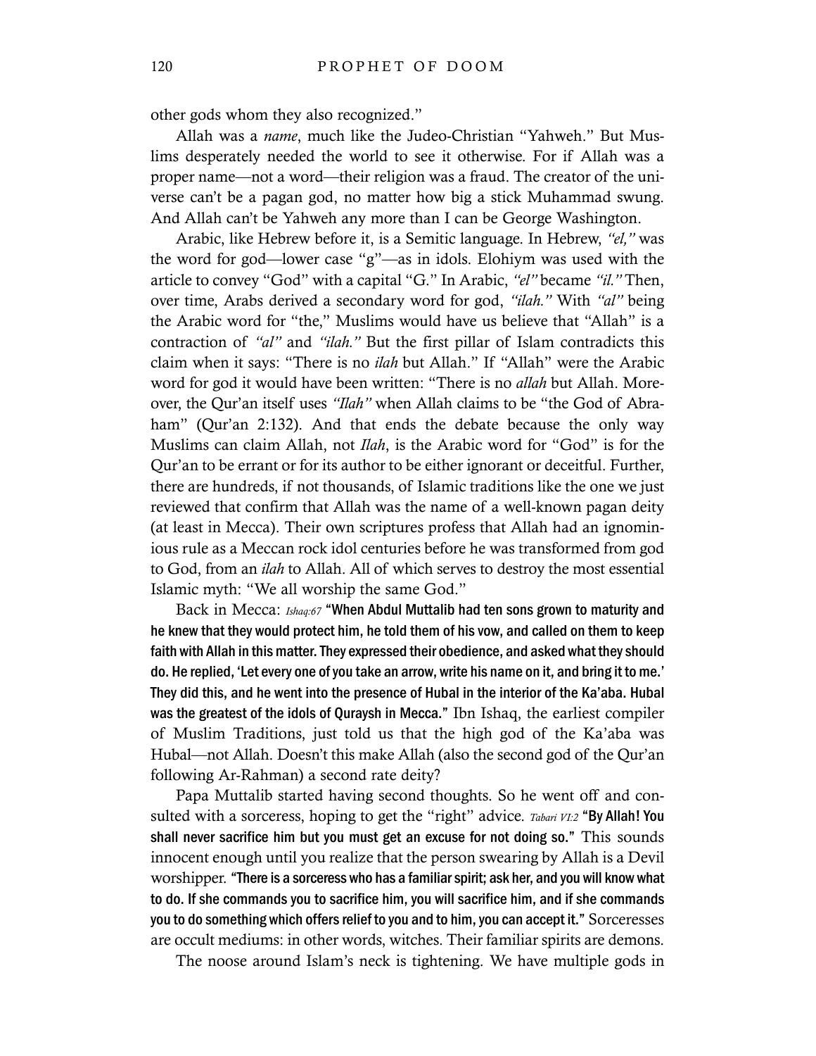other gods whom they also recognized."

Allah was a *name*, much like the Judeo-Christian "Yahweh." But Muslims desperately needed the world to see it otherwise. For if Allah was a proper name—not a word—their religion was a fraud. The creator of the universe can't be a pagan god, no matter how big a stick Muhammad swung. And Allah can't be Yahweh any more than I can be George Washington.

Arabic, like Hebrew before it, is a Semitic language. In Hebrew, *"el,"* was the word for god—lower case "g"—as in idols. Elohiym was used with the article to convey "God" with a capital "G." In Arabic, *"el"* became *"il."* Then, over time, Arabs derived a secondary word for god, *"ilah."* With *"al"* being the Arabic word for "the," Muslims would have us believe that "Allah" is a contraction of *"al"* and *"ilah."* But the first pillar of Islam contradicts this claim when it says: "There is no *ilah* but Allah." If "Allah" were the Arabic word for god it would have been written: "There is no *allah* but Allah. Moreover, the Qur'an itself uses *"Ilah"* when Allah claims to be "the God of Abraham" (Qur'an 2:132). And that ends the debate because the only way Muslims can claim Allah, not *Ilah*, is the Arabic word for "God" is for the Qur'an to be errant or for its author to be either ignorant or deceitful. Further, there are hundreds, if not thousands, of Islamic traditions like the one we just reviewed that confirm that Allah was the name of a well-known pagan deity (at least in Mecca). Their own scriptures profess that Allah had an ignominious rule as a Meccan rock idol centuries before he was transformed from god to God, from an *ilah* to Allah. All of which serves to destroy the most essential Islamic myth: "We all worship the same God."

Back in Mecca: *Ishaq:67* **"When Abdul Muttalib had ten sons grown to maturity and he knew that they would protect him, he told them of his vow, and called on them to keep faith with Allah in this matter. They expressed their obedience, and asked what they should do. He replied, 'Let every one of you take an arrow, write his name on it, and bring it to me.' They did this, and he went into the presence of Hubal in the interior of the Ka'aba. Hubal was the greatest of the idols of Quraysh in Mecca."** Ibn Ishaq, the earliest compiler of Muslim Traditions, just told us that the high god of the Ka'aba was Hubal—not Allah. Doesn't this make Allah (also the second god of the Qur'an following Ar-Rahman) a second rate deity?

Papa Muttalib started having second thoughts. So he went off and consulted with a sorceress, hoping to get the "right" advice. *Tabari VI:2* **"By Allah! You shall never sacrifice him but you must get an excuse for not doing so."** This sounds innocent enough until you realize that the person swearing by Allah is a Devil worshipper. **"There is a sorceress who has a familiar spirit; ask her, and you will know what to do. If she commands you to sacrifice him, you will sacrifice him, and if she commands you to do something which offers relief to you and to him, you can accept it."** Sorceresses are occult mediums: in other words, witches. Their familiar spirits are demons.

The noose around Islam's neck is tightening. We have multiple gods in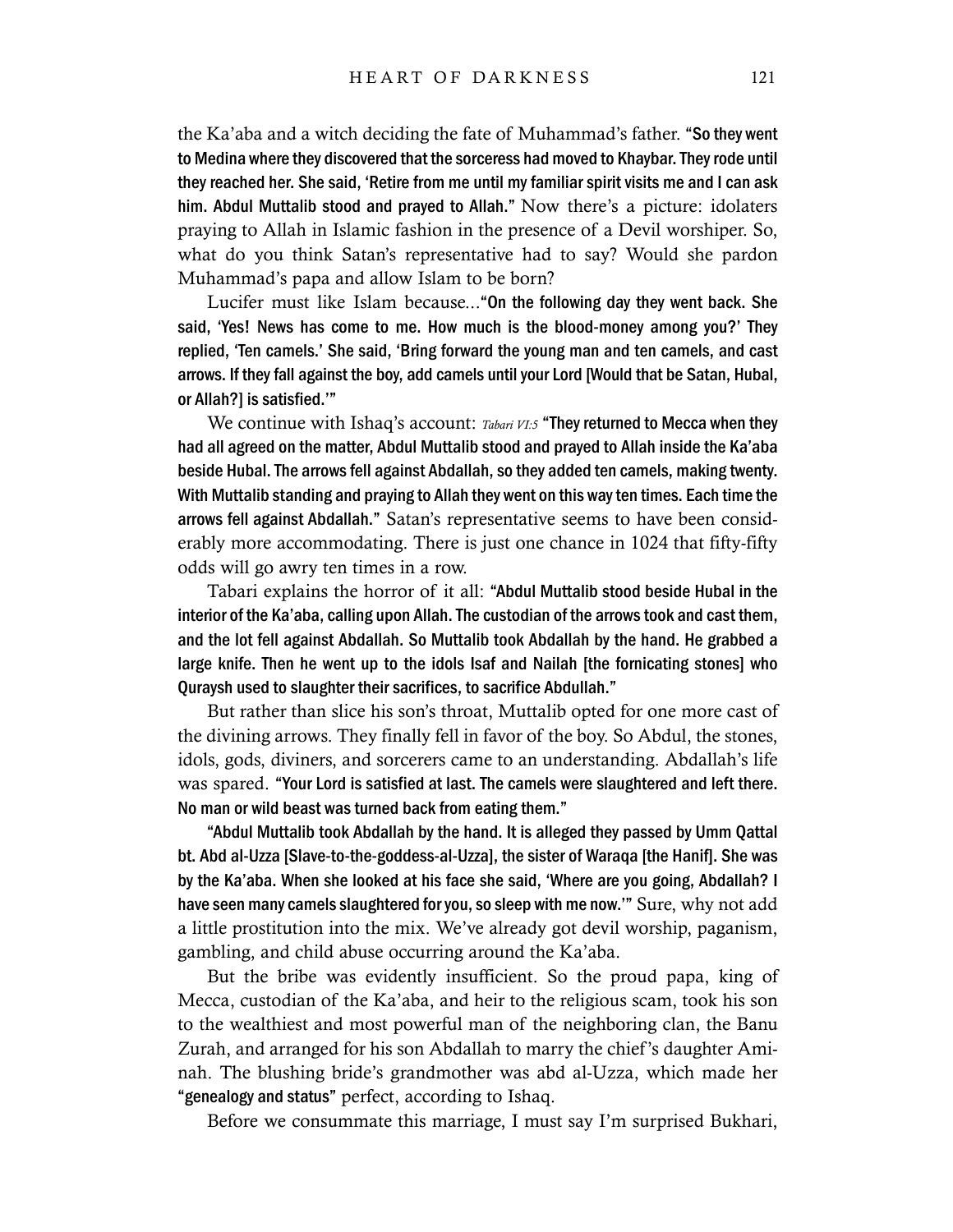the Ka'aba and a witch deciding the fate of Muhammad's father. **"So they went to Medina where they discovered that the sorceress had moved to Khaybar. They rode until they reached her. She said, 'Retire from me until my familiar spirit visits me and I can ask him. Abdul Muttalib stood and prayed to Allah."** Now there's a picture: idolaters praying to Allah in Islamic fashion in the presence of a Devil worshiper. So, what do you think Satan's representative had to say? Would she pardon Muhammad's papa and allow Islam to be born?

Lucifer must like Islam because…**"On the following day they went back. She said, 'Yes! News has come to me. How much is the blood-money among you?' They replied, 'Ten camels.' She said, 'Bring forward the young man and ten camels, and cast arrows. If they fall against the boy, add camels until your Lord [Would that be Satan, Hubal, or Allah?] is satisfied.'"**

We continue with Ishaq's account: *Tabari VI:5* **"They returned to Mecca when they had all agreed on the matter, Abdul Muttalib stood and prayed to Allah inside the Ka'aba beside Hubal. The arrows fell against Abdallah, so they added ten camels, making twenty. With Muttalib standing and praying to Allah they went on this way ten times. Each time the arrows fell against Abdallah."** Satan's representative seems to have been considerably more accommodating. There is just one chance in 1024 that fifty-fifty odds will go awry ten times in a row.

Tabari explains the horror of it all: **"Abdul Muttalib stood beside Hubal in the interior of the Ka'aba, calling upon Allah. The custodian of the arrows took and cast them, and the lot fell against Abdallah. So Muttalib took Abdallah by the hand. He grabbed a large knife. Then he went up to the idols Isaf and Nailah [the fornicating stones] who Quraysh used to slaughter their sacrifices, to sacrifice Abdullah."**

But rather than slice his son's throat, Muttalib opted for one more cast of the divining arrows. They finally fell in favor of the boy. So Abdul, the stones, idols, gods, diviners, and sorcerers came to an understanding. Abdallah's life was spared. **"Your Lord is satisfied at last. The camels were slaughtered and left there. No man or wild beast was turned back from eating them."**

**"Abdul Muttalib took Abdallah by the hand. It is alleged they passed by Umm Qattal bt. Abd al-Uzza [Slave-to-the-goddess-al-Uzza], the sister of Waraqa [the Hanif]. She was by the Ka'aba. When she looked at his face she said, 'Where are you going, Abdallah? I have seen many camels slaughtered for you, so sleep with me now.'"** Sure, why not add a little prostitution into the mix. We've already got devil worship, paganism, gambling, and child abuse occurring around the Ka'aba.

But the bribe was evidently insufficient. So the proud papa, king of Mecca, custodian of the Ka'aba, and heir to the religious scam, took his son to the wealthiest and most powerful man of the neighboring clan, the Banu Zurah, and arranged for his son Abdallah to marry the chief's daughter Aminah. The blushing bride's grandmother was abd al-Uzza, which made her **"genealogy and status"** perfect, according to Ishaq.

Before we consummate this marriage, I must say I'm surprised Bukhari,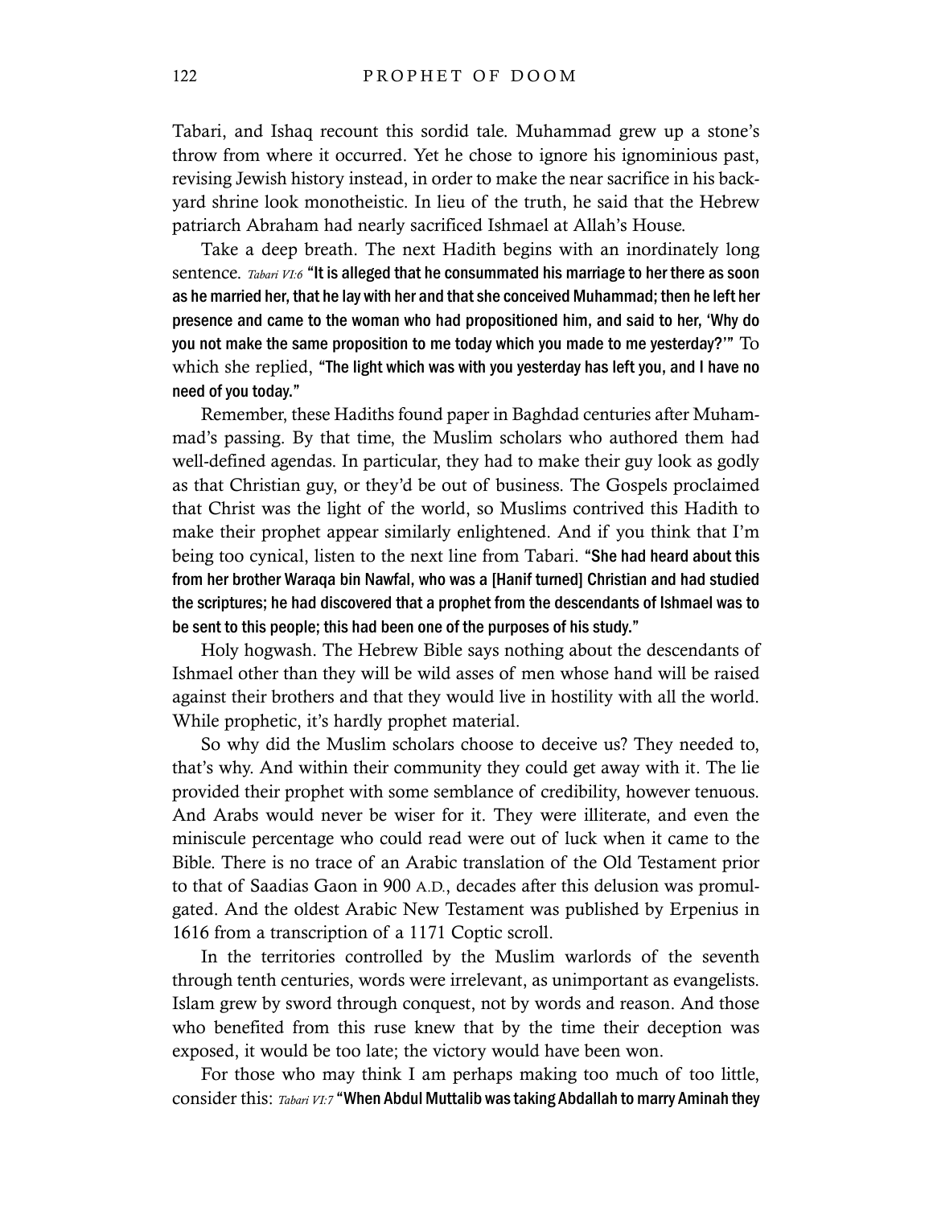Tabari, and Ishaq recount this sordid tale. Muhammad grew up a stone's throw from where it occurred. Yet he chose to ignore his ignominious past, revising Jewish history instead, in order to make the near sacrifice in his backyard shrine look monotheistic. In lieu of the truth, he said that the Hebrew patriarch Abraham had nearly sacrificed Ishmael at Allah's House.

Take a deep breath. The next Hadith begins with an inordinately long sentence. *Tabari VI:6* **"It is alleged that he consummated his marriage to her there as soon as he married her, that he lay with her and that she conceived Muhammad; then he left her presence and came to the woman who had propositioned him, and said to her, 'Why do you not make the same proposition to me today which you made to me yesterday?'"** To which she replied, **"The light which was with you yesterday has left you, and I have no need of you today."**

Remember, these Hadiths found paper in Baghdad centuries after Muhammad's passing. By that time, the Muslim scholars who authored them had well-defined agendas. In particular, they had to make their guy look as godly as that Christian guy, or they'd be out of business. The Gospels proclaimed that Christ was the light of the world, so Muslims contrived this Hadith to make their prophet appear similarly enlightened. And if you think that I'm being too cynical, listen to the next line from Tabari. **"She had heard about this from her brother Waraqa bin Nawfal, who was a [Hanif turned] Christian and had studied the scriptures; he had discovered that a prophet from the descendants of Ishmael was to be sent to this people; this had been one of the purposes of his study."**

Holy hogwash. The Hebrew Bible says nothing about the descendants of Ishmael other than they will be wild asses of men whose hand will be raised against their brothers and that they would live in hostility with all the world. While prophetic, it's hardly prophet material.

So why did the Muslim scholars choose to deceive us? They needed to, that's why. And within their community they could get away with it. The lie provided their prophet with some semblance of credibility, however tenuous. And Arabs would never be wiser for it. They were illiterate, and even the miniscule percentage who could read were out of luck when it came to the Bible. There is no trace of an Arabic translation of the Old Testament prior to that of Saadias Gaon in 900 A.D., decades after this delusion was promulgated. And the oldest Arabic New Testament was published by Erpenius in 1616 from a transcription of a 1171 Coptic scroll.

In the territories controlled by the Muslim warlords of the seventh through tenth centuries, words were irrelevant, as unimportant as evangelists. Islam grew by sword through conquest, not by words and reason. And those who benefited from this ruse knew that by the time their deception was exposed, it would be too late; the victory would have been won.

For those who may think I am perhaps making too much of too little, consider this: *Tabari VI:7* **"When Abdul Muttalib was taking Abdallah to marry Aminah they**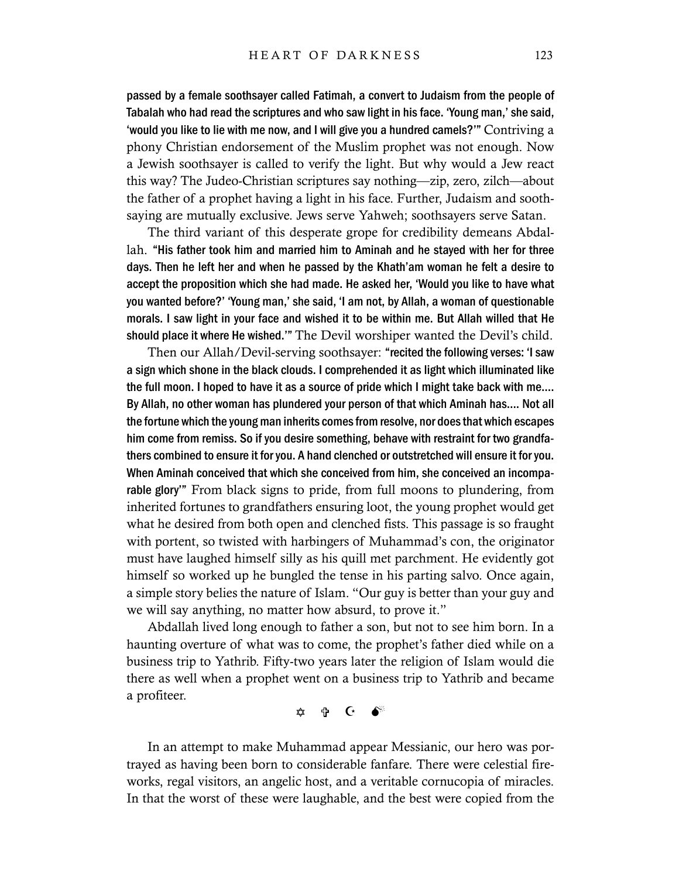**passed by a female soothsayer called Fatimah, a convert to Judaism from the people of Tabalah who had read the scriptures and who saw light in his face. 'Young man,' she said, 'would you like to lie with me now, and I will give you a hundred camels?'"** Contriving a phony Christian endorsement of the Muslim prophet was not enough. Now a Jewish soothsayer is called to verify the light. But why would a Jew react this way? The Judeo-Christian scriptures say nothing—zip, zero, zilch—about the father of a prophet having a light in his face. Further, Judaism and soothsaying are mutually exclusive. Jews serve Yahweh; soothsayers serve Satan.

The third variant of this desperate grope for credibility demeans Abdallah. **"His father took him and married him to Aminah and he stayed with her for three days. Then he left her and when he passed by the Khath'am woman he felt a desire to accept the proposition which she had made. He asked her, 'Would you like to have what you wanted before?' 'Young man,' she said, 'I am not, by Allah, a woman of questionable morals. I saw light in your face and wished it to be within me. But Allah willed that He should place it where He wished.'"** The Devil worshiper wanted the Devil's child.

Then our Allah/Devil-serving soothsayer: **"recited the following verses: 'I saw a sign which shone in the black clouds. I comprehended it as light which illuminated like the full moon. I hoped to have it as a source of pride which I might take back with me.... By Allah, no other woman has plundered your person of that which Aminah has.... Not all the fortune which the young man inherits comes from resolve, nor does that which escapes him come from remiss. So if you desire something, behave with restraint for two grandfathers combined to ensure it for you. A hand clenched or outstretched will ensure it for you. When Aminah conceived that which she conceived from him, she conceived an incomparable glory'"** From black signs to pride, from full moons to plundering, from inherited fortunes to grandfathers ensuring loot, the young prophet would get what he desired from both open and clenched fists. This passage is so fraught with portent, so twisted with harbingers of Muhammad's con, the originator must have laughed himself silly as his quill met parchment. He evidently got himself so worked up he bungled the tense in his parting salvo. Once again, a simple story belies the nature of Islam. "Our guy is better than your guy and we will say anything, no matter how absurd, to prove it."

Abdallah lived long enough to father a son, but not to see him born. In a haunting overture of what was to come, the prophet's father died while on a business trip to Yathrib. Fifty-two years later the religion of Islam would die there as well when a prophet went on a business trip to Yathrib and became a profiteer.

✡ ✞ ☪ 💣

In an attempt to make Muhammad appear Messianic, our hero was portrayed as having been born to considerable fanfare. There were celestial fireworks, regal visitors, an angelic host, and a veritable cornucopia of miracles. In that the worst of these were laughable, and the best were copied from the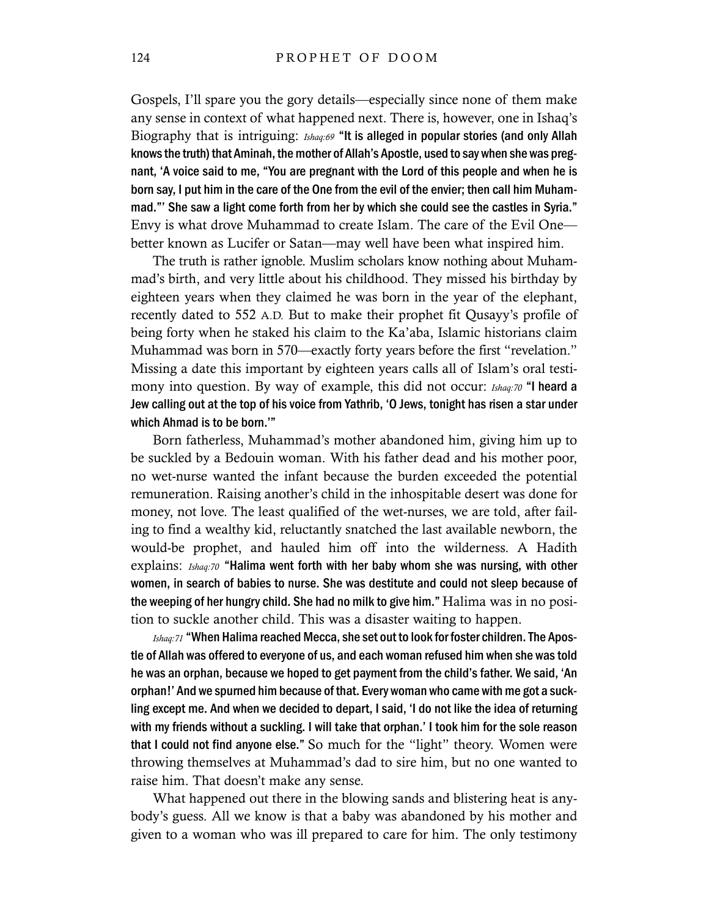Gospels, I'll spare you the gory details—especially since none of them make any sense in context of what happened next. There is, however, one in Ishaq's Biography that is intriguing: *Ishaq:69* **"It is alleged in popular stories (and only Allah knows the truth) that Aminah, the mother of Allah's Apostle, used to say when she was pregnant, 'A voice said to me, "You are pregnant with the Lord of this people and when he is born say, I put him in the care of the One from the evil of the envier; then call him Muhammad."' She saw a light come forth from her by which she could see the castles in Syria."** Envy is what drove Muhammad to create Islam. The care of the Evil One—better known as Lucifer or Satan—may well have been what inspired him.

The truth is rather ignoble. Muslim scholars know nothing about Muhammad's birth, and very little about his childhood. They missed his birthday by eighteen years when they claimed he was born in the year of the elephant, recently dated to 552 A.D. But to make their prophet fit Qusayy's profile of being forty when he staked his claim to the Ka'aba, Islamic historians claim Muhammad was born in 570—exactly forty years before the first "revelation." Missing a date this important by eighteen years calls all of Islam's oral testimony into question. By way of example, this did not occur: *Ishaq:70* **"I heard a Jew calling out at the top of his voice from Yathrib, 'O Jews, tonight has risen a star under which Ahmad is to be born.'"**

Born fatherless, Muhammad's mother abandoned him, giving him up to be suckled by a Bedouin woman. With his father dead and his mother poor, no wet-nurse wanted the infant because the burden exceeded the potential remuneration. Raising another's child in the inhospitable desert was done for money, not love. The least qualified of the wet-nurses, we are told, after failing to find a wealthy kid, reluctantly snatched the last available newborn, the would-be prophet, and hauled him off into the wilderness. A Hadith explains: *Ishaq:70* **"Halima went forth with her baby whom she was nursing, with other women, in search of babies to nurse. She was destitute and could not sleep because of the weeping of her hungry child. She had no milk to give him."** Halima was in no position to suckle another child. This was a disaster waiting to happen.

*Ishaq:71* **"When Halima reached Mecca, she set out to look for foster children. The Apostle of Allah was offered to everyone of us, and each woman refused him when she was told he was an orphan, because we hoped to get payment from the child's father. We said, 'An orphan!' And we spurned him because of that. Every woman who came with me got a suckling except me. And when we decided to depart, I said, 'I do not like the idea of returning with my friends without a suckling. I will take that orphan.' I took him for the sole reason that I could not find anyone else."** So much for the "light" theory. Women were throwing themselves at Muhammad's dad to sire him, but no one wanted to raise him. That doesn't make any sense.

What happened out there in the blowing sands and blistering heat is anybody's guess. All we know is that a baby was abandoned by his mother and given to a woman who was ill prepared to care for him. The only testimony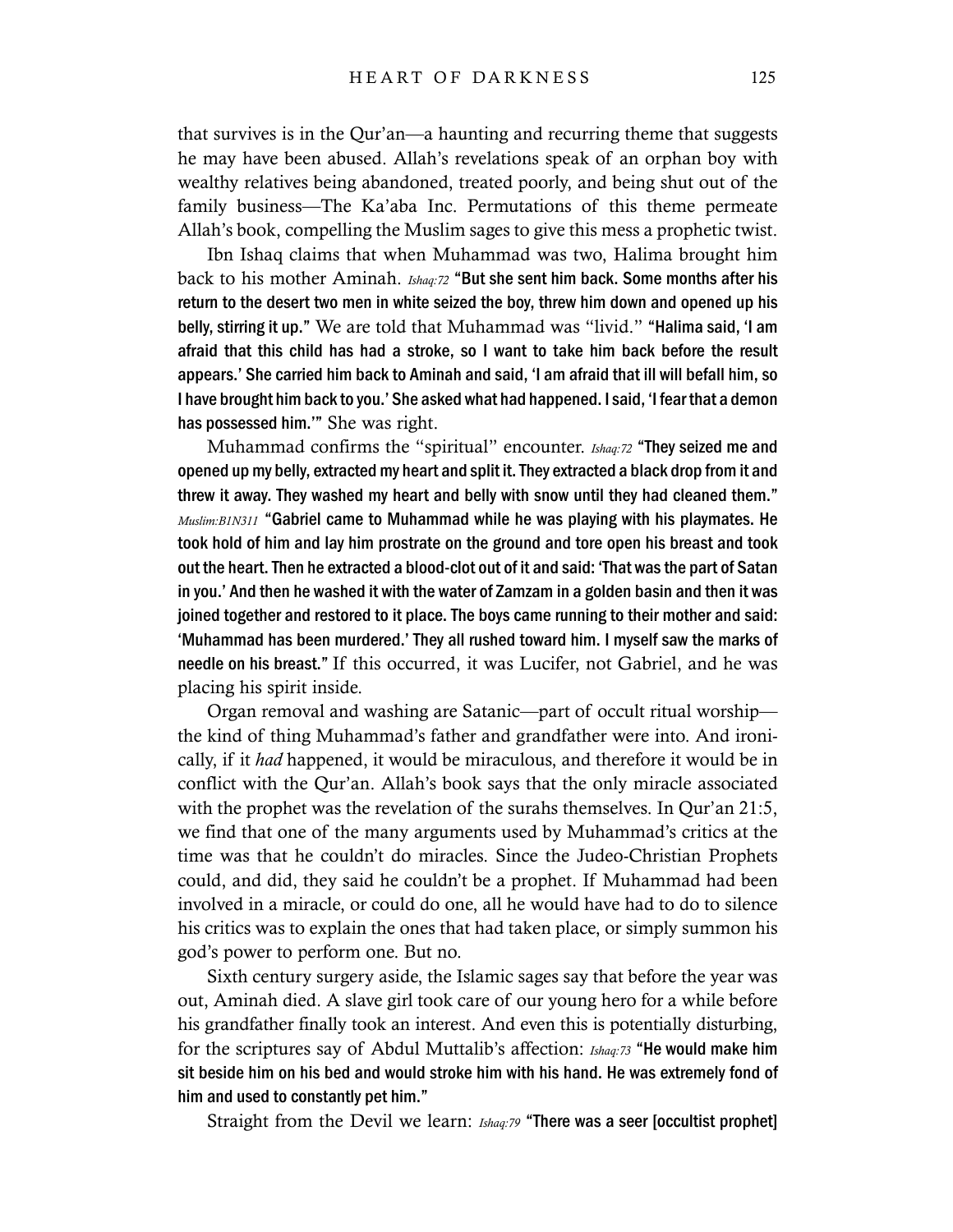that survives is in the Qur'an—a haunting and recurring theme that suggests he may have been abused. Allah's revelations speak of an orphan boy with wealthy relatives being abandoned, treated poorly, and being shut out of the family business—The Ka'aba Inc. Permutations of this theme permeate Allah's book, compelling the Muslim sages to give this mess a prophetic twist.

Ibn Ishaq claims that when Muhammad was two, Halima brought him back to his mother Aminah. *Ishaq:72* **"But she sent him back. Some months after his return to the desert two men in white seized the boy, threw him down and opened up his belly, stirring it up."** We are told that Muhammad was "livid." **"Halima said, 'I am afraid that this child has had a stroke, so I want to take him back before the result appears.' She carried him back to Aminah and said, 'I am afraid that ill will befall him, so I have brought him back to you.' She asked what had happened. I said, 'I fear that a demon has possessed him.'"** She was right.

Muhammad confirms the "spiritual" encounter. *Ishaq:72* **"They seized me and opened up my belly, extracted my heart and split it. They extracted a black drop from it and threw it away. They washed my heart and belly with snow until they had cleaned them."** *Muslim:B1N311* **"Gabriel came to Muhammad while he was playing with his playmates. He took hold of him and lay him prostrate on the ground and tore open his breast and took out the heart. Then he extracted a blood-clot out of it and said: 'That was the part of Satan in you.' And then he washed it with the water of Zamzam in a golden basin and then it was joined together and restored to it place. The boys came running to their mother and said: 'Muhammad has been murdered.' They all rushed toward him. I myself saw the marks of needle on his breast."** If this occurred, it was Lucifer, not Gabriel, and he was placing his spirit inside.

Organ removal and washing are Satanic—part of occult ritual worship—the kind of thing Muhammad's father and grandfather were into. And ironically, if it *had* happened, it would be miraculous, and therefore it would be in conflict with the Qur'an. Allah's book says that the only miracle associated with the prophet was the revelation of the surahs themselves. In Qur'an 21:5, we find that one of the many arguments used by Muhammad's critics at the time was that he couldn't do miracles. Since the Judeo-Christian Prophets could, and did, they said he couldn't be a prophet. If Muhammad had been involved in a miracle, or could do one, all he would have had to do to silence his critics was to explain the ones that had taken place, or simply summon his god's power to perform one. But no.

Sixth century surgery aside, the Islamic sages say that before the year was out, Aminah died. A slave girl took care of our young hero for a while before his grandfather finally took an interest. And even this is potentially disturbing, for the scriptures say of Abdul Muttalib's affection: *Ishaq:73* **"He would make him sit beside him on his bed and would stroke him with his hand. He was extremely fond of him and used to constantly pet him."**

Straight from the Devil we learn: *Ishaq:79* **"There was a seer [occultist prophet]**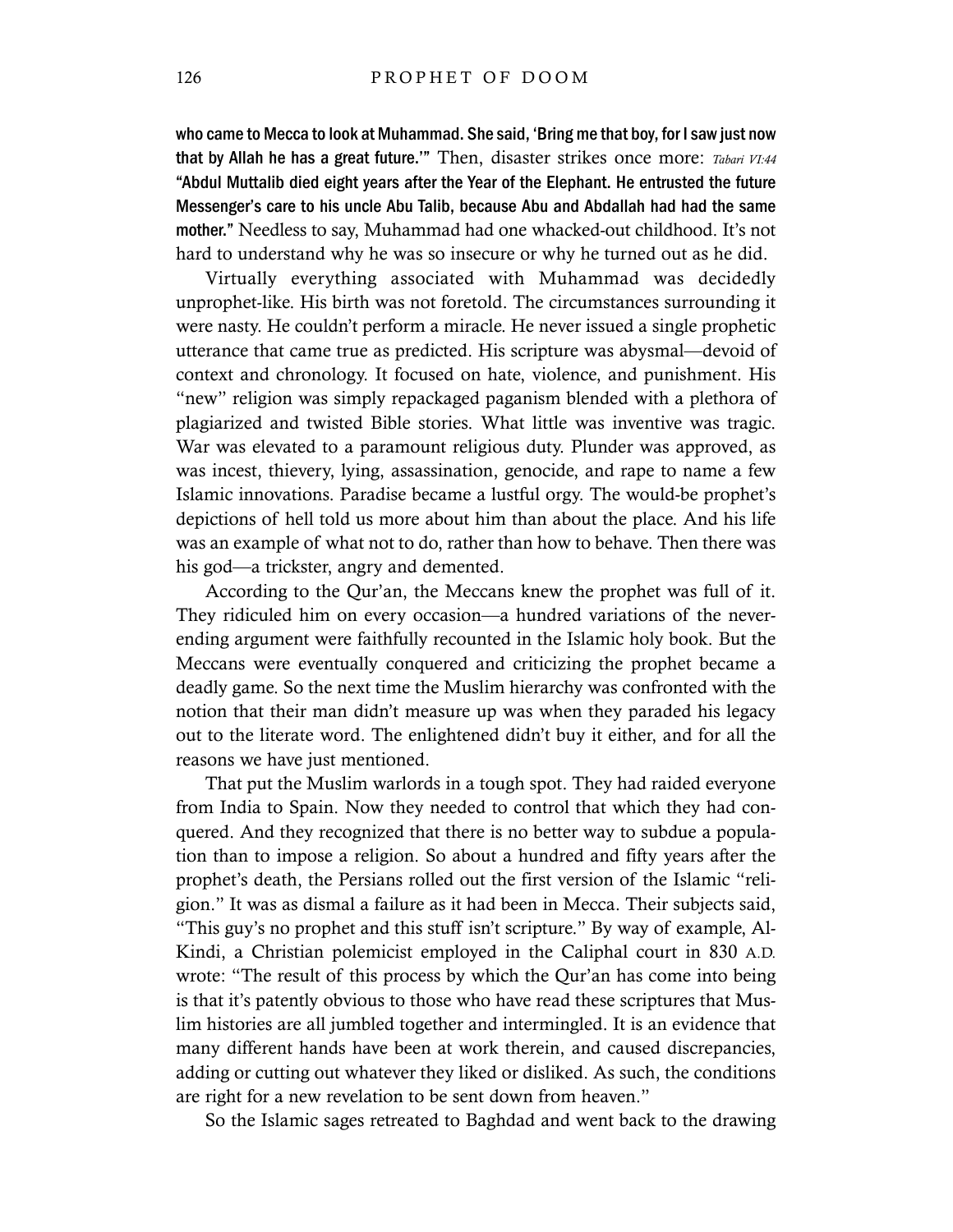**who came to Mecca to look at Muhammad. She said, 'Bring me that boy, for I saw just now that by Allah he has a great future.'"** Then, disaster strikes once more: *Tabari VI:44* **"Abdul Muttalib died eight years after the Year of the Elephant. He entrusted the future Messenger's care to his uncle Abu Talib, because Abu and Abdallah had had the same mother."** Needless to say, Muhammad had one whacked-out childhood. It's not hard to understand why he was so insecure or why he turned out as he did.

Virtually everything associated with Muhammad was decidedly unprophet-like. His birth was not foretold. The circumstances surrounding it were nasty. He couldn't perform a miracle. He never issued a single prophetic utterance that came true as predicted. His scripture was abysmal—devoid of context and chronology. It focused on hate, violence, and punishment. His "new" religion was simply repackaged paganism blended with a plethora of plagiarized and twisted Bible stories. What little was inventive was tragic. War was elevated to a paramount religious duty. Plunder was approved, as was incest, thievery, lying, assassination, genocide, and rape to name a few Islamic innovations. Paradise became a lustful orgy. The would-be prophet's depictions of hell told us more about him than about the place. And his life was an example of what not to do, rather than how to behave. Then there was his god—a trickster, angry and demented.

According to the Qur'an, the Meccans knew the prophet was full of it. They ridiculed him on every occasion—a hundred variations of the never-ending argument were faithfully recounted in the Islamic holy book. But the Meccans were eventually conquered and criticizing the prophet became a deadly game. So the next time the Muslim hierarchy was confronted with the notion that their man didn't measure up was when they paraded his legacy out to the literate word. The enlightened didn't buy it either, and for all the reasons we have just mentioned.

That put the Muslim warlords in a tough spot. They had raided everyone from India to Spain. Now they needed to control that which they had conquered. And they recognized that there is no better way to subdue a population than to impose a religion. So about a hundred and fifty years after the prophet's death, the Persians rolled out the first version of the Islamic "religion." It was as dismal a failure as it had been in Mecca. Their subjects said, "This guy's no prophet and this stuff isn't scripture." By way of example, Al-Kindi, a Christian polemicist employed in the Caliphal court in 830 A.D. wrote: "The result of this process by which the Qur'an has come into being is that it's patently obvious to those who have read these scriptures that Muslim histories are all jumbled together and intermingled. It is an evidence that many different hands have been at work therein, and caused discrepancies, adding or cutting out whatever they liked or disliked. As such, the conditions are right for a new revelation to be sent down from heaven."

So the Islamic sages retreated to Baghdad and went back to the drawing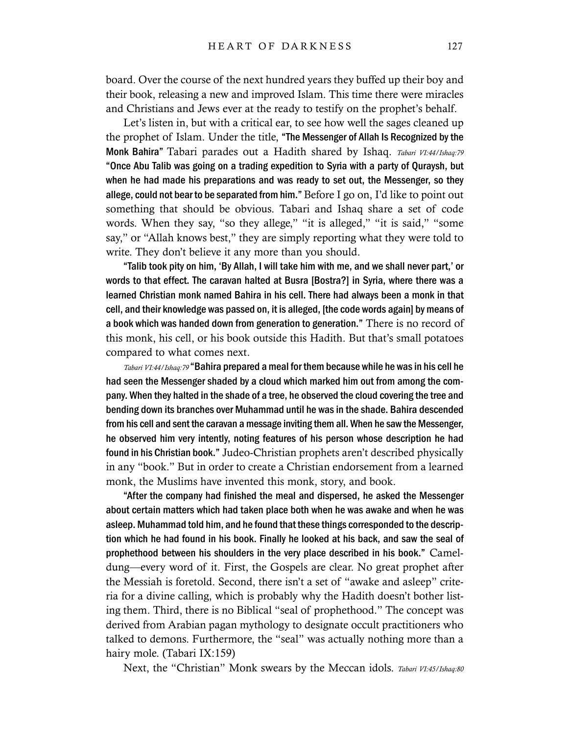board. Over the course of the next hundred years they buffed up their boy and their book, releasing a new and improved Islam. This time there were miracles and Christians and Jews ever at the ready to testify on the prophet's behalf.

Let's listen in, but with a critical ear, to see how well the sages cleaned up the prophet of Islam. Under the title, **"The Messenger of Allah Is Recognized by the Monk Bahira"** Tabari parades out a Hadith shared by Ishaq. *Tabari VI:44/Ishaq:79* **"Once Abu Talib was going on a trading expedition to Syria with a party of Quraysh, but when he had made his preparations and was ready to set out, the Messenger, so they allege, could not bear to be separated from him."** Before I go on, I'd like to point out something that should be obvious. Tabari and Ishaq share a set of code words. When they say, "so they allege," "it is alleged," "it is said," "some say," or "Allah knows best," they are simply reporting what they were told to write. They don't believe it any more than you should.

**"Talib took pity on him, 'By Allah, I will take him with me, and we shall never part,' or words to that effect. The caravan halted at Busra [Bostra?] in Syria, where there was a learned Christian monk named Bahira in his cell. There had always been a monk in that cell, and their knowledge was passed on, it is alleged, [the code words again] by means of a book which was handed down from generation to generation."** There is no record of this monk, his cell, or his book outside this Hadith. But that's small potatoes compared to what comes next.

*Tabari VI:44/Ishaq:79* **"Bahira prepared a meal for them because while he was in his cell he had seen the Messenger shaded by a cloud which marked him out from among the company. When they halted in the shade of a tree, he observed the cloud covering the tree and bending down its branches over Muhammad until he was in the shade. Bahira descended from his cell and sent the caravan a message inviting them all. When he saw the Messenger, he observed him very intently, noting features of his person whose description he had found in his Christian book."** Judeo-Christian prophets aren't described physically in any "book." But in order to create a Christian endorsement from a learned monk, the Muslims have invented this monk, story, and book.

**"After the company had finished the meal and dispersed, he asked the Messenger about certain matters which had taken place both when he was awake and when he was asleep. Muhammad told him, and he found that these things corresponded to the description which he had found in his book. Finally he looked at his back, and saw the seal of prophethood between his shoulders in the very place described in his book."** Camel-dung—every word of it. First, the Gospels are clear. No great prophet after the Messiah is foretold. Second, there isn't a set of "awake and asleep" criteria for a divine calling, which is probably why the Hadith doesn't bother listing them. Third, there is no Biblical "seal of prophethood." The concept was derived from Arabian pagan mythology to designate occult practitioners who talked to demons. Furthermore, the "seal" was actually nothing more than a hairy mole. (Tabari IX:159)

Next, the "Christian" Monk swears by the Meccan idols. *Tabari VI:45/Ishaq:80*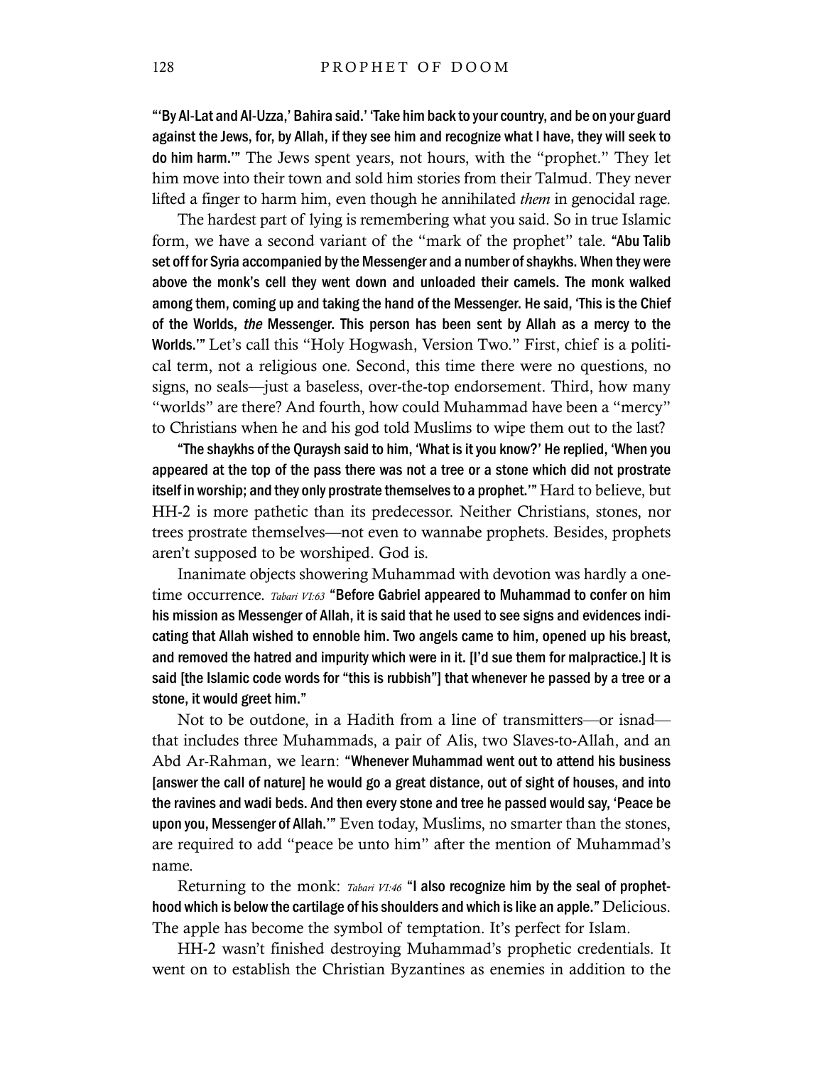"'By Al-Lat and Al-Uzza,' Bahira said.' 'Take him back to your country, and be on your guard against the Jews, for, by Allah, if they see him and recognize what I have, they will seek to do him harm.'" The Jews spent years, not hours, with the "prophet." They let him move into their town and sold him stories from their Talmud. They never lifted a finger to harm him, even though he annihilated *them* in genocidal rage.

The hardest part of lying is remembering what you said. So in true Islamic form, we have a second variant of the "mark of the prophet" tale. "Abu Talib set off for Syria accompanied by the Messenger and a number of shaykhs. When they were above the monk's cell they went down and unloaded their camels. The monk walked among them, coming up and taking the hand of the Messenger. He said, 'This is the Chief of the Worlds, *the* Messenger. This person has been sent by Allah as a mercy to the Worlds.'" Let's call this "Holy Hogwash, Version Two." First, chief is a political term, not a religious one. Second, this time there were no questions, no signs, no seals—just a baseless, over-the-top endorsement. Third, how many "worlds" are there? And fourth, how could Muhammad have been a "mercy" to Christians when he and his god told Muslims to wipe them out to the last?

"The shaykhs of the Quraysh said to him, 'What is it you know?' He replied, 'When you appeared at the top of the pass there was not a tree or a stone which did not prostrate itself in worship; and they only prostrate themselves to a prophet.'" Hard to believe, but HH-2 is more pathetic than its predecessor. Neither Christians, stones, nor trees prostrate themselves—not even to wannabe prophets. Besides, prophets aren't supposed to be worshiped. God is.

Inanimate objects showering Muhammad with devotion was hardly a one-time occurrence. *Tabari VI:63* "Before Gabriel appeared to Muhammad to confer on him his mission as Messenger of Allah, it is said that he used to see signs and evidences indicating that Allah wished to ennoble him. Two angels came to him, opened up his breast, and removed the hatred and impurity which were in it. [I'd sue them for malpractice.] It is said [the Islamic code words for "this is rubbish"] that whenever he passed by a tree or a stone, it would greet him."

Not to be outdone, in a Hadith from a line of transmitters—or isnad—that includes three Muhammads, a pair of Alis, two Slaves-to-Allah, and an Abd Ar-Rahman, we learn: "Whenever Muhammad went out to attend his business [answer the call of nature] he would go a great distance, out of sight of houses, and into the ravines and wadi beds. And then every stone and tree he passed would say, 'Peace be upon you, Messenger of Allah.'" Even today, Muslims, no smarter than the stones, are required to add "peace be unto him" after the mention of Muhammad's name.

Returning to the monk: *Tabari VI:46* "I also recognize him by the seal of prophethood which is below the cartilage of his shoulders and which is like an apple." Delicious. The apple has become the symbol of temptation. It's perfect for Islam.

HH-2 wasn't finished destroying Muhammad's prophetic credentials. It went on to establish the Christian Byzantines as enemies in addition to the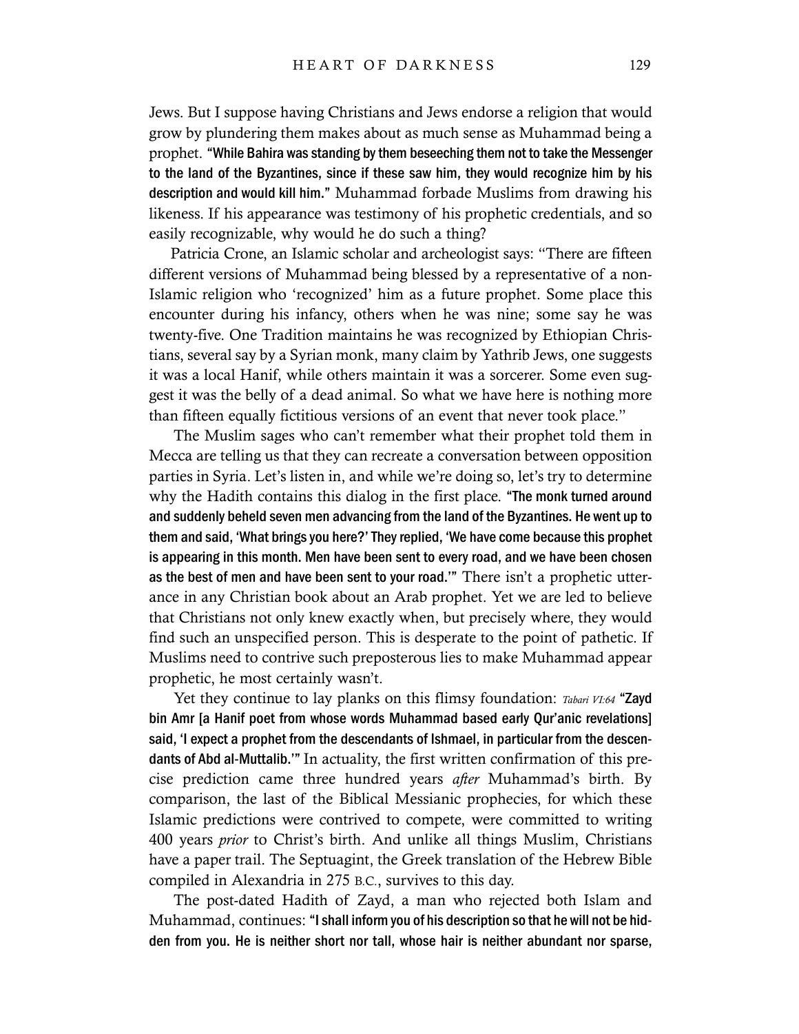Jews. But I suppose having Christians and Jews endorse a religion that would grow by plundering them makes about as much sense as Muhammad being a prophet. **"While Bahira was standing by them beseeching them not to take the Messenger to the land of the Byzantines, since if these saw him, they would recognize him by his description and would kill him."** Muhammad forbade Muslims from drawing his likeness. If his appearance was testimony of his prophetic credentials, and so easily recognizable, why would he do such a thing?

Patricia Crone, an Islamic scholar and archeologist says: "There are fifteen different versions of Muhammad being blessed by a representative of a non-Islamic religion who 'recognized' him as a future prophet. Some place this encounter during his infancy, others when he was nine; some say he was twenty-five. One Tradition maintains he was recognized by Ethiopian Christians, several say by a Syrian monk, many claim by Yathrib Jews, one suggests it was a local Hanif, while others maintain it was a sorcerer. Some even suggest it was the belly of a dead animal. So what we have here is nothing more than fifteen equally fictitious versions of an event that never took place."

The Muslim sages who can't remember what their prophet told them in Mecca are telling us that they can recreate a conversation between opposition parties in Syria. Let's listen in, and while we're doing so, let's try to determine why the Hadith contains this dialog in the first place. **"The monk turned around and suddenly beheld seven men advancing from the land of the Byzantines. He went up to them and said, 'What brings you here?' They replied, 'We have come because this prophet is appearing in this month. Men have been sent to every road, and we have been chosen as the best of men and have been sent to your road.'"** There isn't a prophetic utterance in any Christian book about an Arab prophet. Yet we are led to believe that Christians not only knew exactly when, but precisely where, they would find such an unspecified person. This is desperate to the point of pathetic. If Muslims need to contrive such preposterous lies to make Muhammad appear prophetic, he most certainly wasn't.

Yet they continue to lay planks on this flimsy foundation: *Tabari VI:64* **"Zayd bin Amr [a Hanif poet from whose words Muhammad based early Qur'anic revelations] said, 'I expect a prophet from the descendants of Ishmael, in particular from the descendants of Abd al-Muttalib.'"** In actuality, the first written confirmation of this precise prediction came three hundred years *after* Muhammad's birth. By comparison, the last of the Biblical Messianic prophecies, for which these Islamic predictions were contrived to compete, were committed to writing 400 years *prior* to Christ's birth. And unlike all things Muslim, Christians have a paper trail. The Septuagint, the Greek translation of the Hebrew Bible compiled in Alexandria in 275 B.C., survives to this day.

The post-dated Hadith of Zayd, a man who rejected both Islam and Muhammad, continues: **"I shall inform you of his description so that he will not be hidden from you. He is neither short nor tall, whose hair is neither abundant nor sparse,**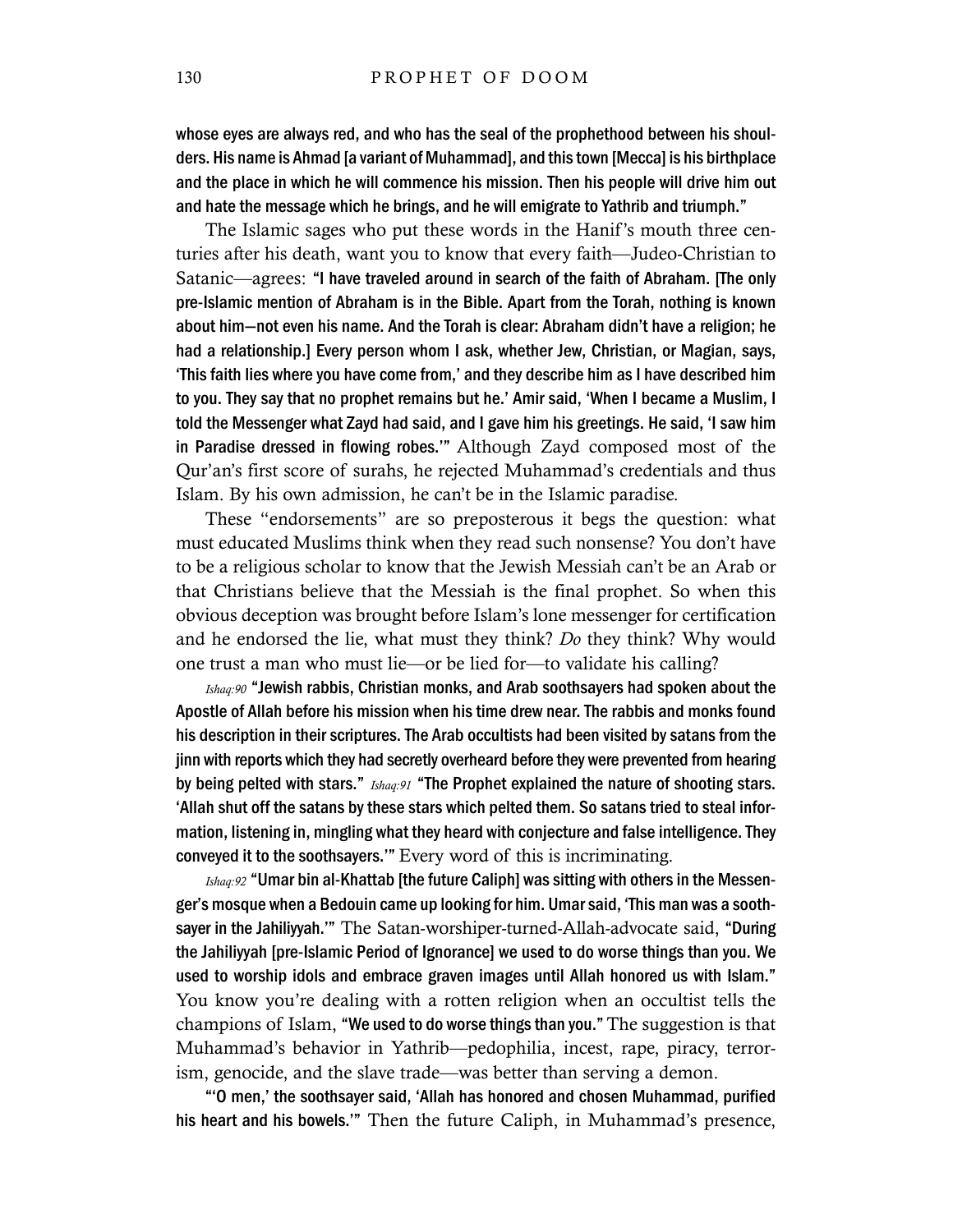**whose eyes are always red, and who has the seal of the prophethood between his shoulders. His name is Ahmad [a variant of Muhammad], and this town [Mecca] is his birthplace and the place in which he will commence his mission. Then his people will drive him out and hate the message which he brings, and he will emigrate to Yathrib and triumph."**

The Islamic sages who put these words in the Hanif's mouth three centuries after his death, want you to know that every faith—Judeo-Christian to Satanic—agrees: **"I have traveled around in search of the faith of Abraham. [The only pre-Islamic mention of Abraham is in the Bible. Apart from the Torah, nothing is known about him—not even his name. And the Torah is clear: Abraham didn't have a religion; he had a relationship.] Every person whom I ask, whether Jew, Christian, or Magian, says, 'This faith lies where you have come from,' and they describe him as I have described him to you. They say that no prophet remains but he.' Amir said, 'When I became a Muslim, I told the Messenger what Zayd had said, and I gave him his greetings. He said, 'I saw him in Paradise dressed in flowing robes.'"** Although Zayd composed most of the Qur'an's first score of surahs, he rejected Muhammad's credentials and thus Islam. By his own admission, he can't be in the Islamic paradise.

These "endorsements" are so preposterous it begs the question: what must educated Muslims think when they read such nonsense? You don't have to be a religious scholar to know that the Jewish Messiah can't be an Arab or that Christians believe that the Messiah is the final prophet. So when this obvious deception was brought before Islam's lone messenger for certification and he endorsed the lie, what must they think? *Do* they think? Why would one trust a man who must lie—or be lied for—to validate his calling?

*Ishaq:90* **"Jewish rabbis, Christian monks, and Arab soothsayers had spoken about the Apostle of Allah before his mission when his time drew near. The rabbis and monks found his description in their scriptures. The Arab occultists had been visited by satans from the jinn with reports which they had secretly overheard before they were prevented from hearing by being pelted with stars."** *Ishaq:91* **"The Prophet explained the nature of shooting stars. 'Allah shut off the satans by these stars which pelted them. So satans tried to steal information, listening in, mingling what they heard with conjecture and false intelligence. They conveyed it to the soothsayers.'"** Every word of this is incriminating.

*Ishaq:92* **"Umar bin al-Khattab [the future Caliph] was sitting with others in the Messenger's mosque when a Bedouin came up looking for him. Umar said, 'This man was a soothsayer in the Jahiliyyah.'"** The Satan-worshiper-turned-Allah-advocate said, **"During the Jahiliyyah [pre-Islamic Period of Ignorance] we used to do worse things than you. We used to worship idols and embrace graven images until Allah honored us with Islam."** You know you're dealing with a rotten religion when an occultist tells the champions of Islam, **"We used to do worse things than you."** The suggestion is that Muhammad's behavior in Yathrib—pedophilia, incest, rape, piracy, terrorism, genocide, and the slave trade—was better than serving a demon.

**"'O men,' the soothsayer said, 'Allah has honored and chosen Muhammad, purified his heart and his bowels.'"** Then the future Caliph, in Muhammad's presence,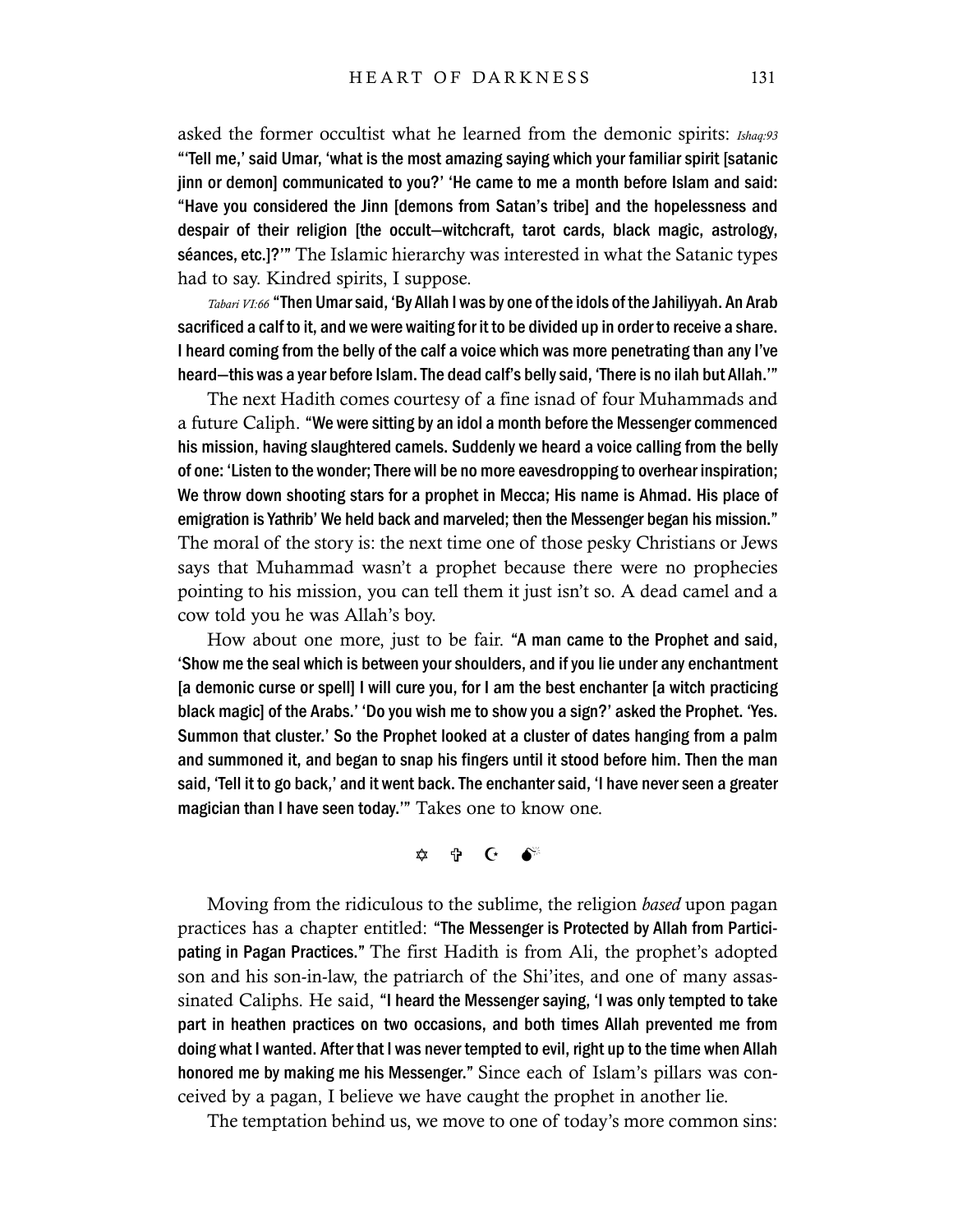asked the former occultist what he learned from the demonic spirits: *Ishaq:93* **"'Tell me,' said Umar, 'what is the most amazing saying which your familiar spirit [satanic jinn or demon] communicated to you?' 'He came to me a month before Islam and said: "Have you considered the Jinn [demons from Satan's tribe] and the hopelessness and despair of their religion [the occult—witchcraft, tarot cards, black magic, astrology, séances, etc.]?'"** The Islamic hierarchy was interested in what the Satanic types had to say. Kindred spirits, I suppose.

*Tabari VI:66* **"Then Umar said, 'By Allah I was by one of the idols of the Jahiliyyah. An Arab sacrificed a calf to it, and we were waiting for it to be divided up in order to receive a share. I heard coming from the belly of the calf a voice which was more penetrating than any I've heard—this was a year before Islam. The dead calf's belly said, 'There is no ilah but Allah.'"**

The next Hadith comes courtesy of a fine isnad of four Muhammads and a future Caliph. **"We were sitting by an idol a month before the Messenger commenced his mission, having slaughtered camels. Suddenly we heard a voice calling from the belly of one: 'Listen to the wonder; There will be no more eavesdropping to overhear inspiration; We throw down shooting stars for a prophet in Mecca; His name is Ahmad. His place of emigration is Yathrib' We held back and marveled; then the Messenger began his mission."** The moral of the story is: the next time one of those pesky Christians or Jews says that Muhammad wasn't a prophet because there were no prophecies pointing to his mission, you can tell them it just isn't so. A dead camel and a cow told you he was Allah's boy.

How about one more, just to be fair. **"A man came to the Prophet and said, 'Show me the seal which is between your shoulders, and if you lie under any enchantment [a demonic curse or spell] I will cure you, for I am the best enchanter [a witch practicing black magic] of the Arabs.' 'Do you wish me to show you a sign?' asked the Prophet. 'Yes. Summon that cluster.' So the Prophet looked at a cluster of dates hanging from a palm and summoned it, and began to snap his fingers until it stood before him. Then the man said, 'Tell it to go back,' and it went back. The enchanter said, 'I have never seen a greater magician than I have seen today.'"** Takes one to know one.

✡ ✞ ☪ 💣

Moving from the ridiculous to the sublime, the religion *based* upon pagan practices has a chapter entitled: **"The Messenger is Protected by Allah from Participating in Pagan Practices."** The first Hadith is from Ali, the prophet's adopted son and his son-in-law, the patriarch of the Shi'ites, and one of many assassinated Caliphs. He said, **"I heard the Messenger saying, 'I was only tempted to take part in heathen practices on two occasions, and both times Allah prevented me from doing what I wanted. After that I was never tempted to evil, right up to the time when Allah honored me by making me his Messenger."** Since each of Islam's pillars was conceived by a pagan, I believe we have caught the prophet in another lie.

The temptation behind us, we move to one of today's more common sins: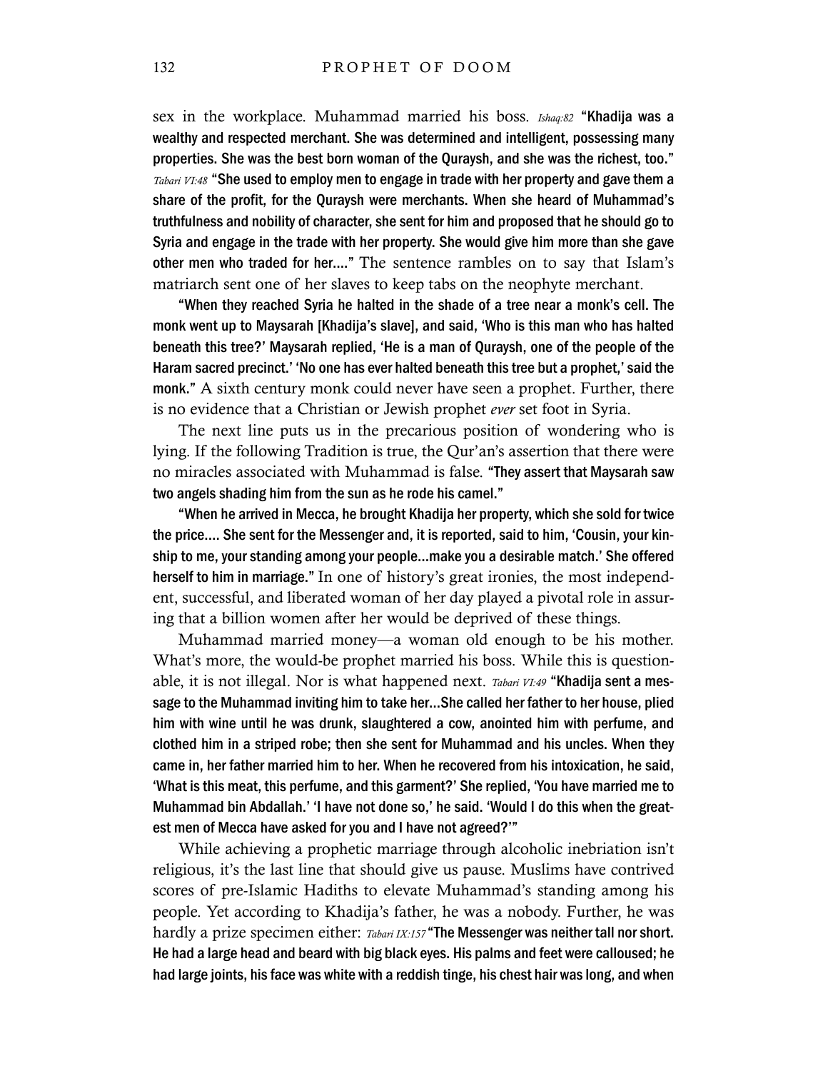sex in the workplace. Muhammad married his boss. *Ishaq:82* **"Khadija was a wealthy and respected merchant. She was determined and intelligent, possessing many properties. She was the best born woman of the Quraysh, and she was the richest, too."** *Tabari VI:48* **"She used to employ men to engage in trade with her property and gave them a share of the profit, for the Quraysh were merchants. When she heard of Muhammad's truthfulness and nobility of character, she sent for him and proposed that he should go to Syria and engage in the trade with her property. She would give him more than she gave other men who traded for her...."** The sentence rambles on to say that Islam's matriarch sent one of her slaves to keep tabs on the neophyte merchant.

**"When they reached Syria he halted in the shade of a tree near a monk's cell. The monk went up to Maysarah [Khadija's slave], and said, 'Who is this man who has halted beneath this tree?' Maysarah replied, 'He is a man of Quraysh, one of the people of the Haram sacred precinct.' 'No one has ever halted beneath this tree but a prophet,' said the monk."** A sixth century monk could never have seen a prophet. Further, there is no evidence that a Christian or Jewish prophet *ever* set foot in Syria.

The next line puts us in the precarious position of wondering who is lying. If the following Tradition is true, the Qur'an's assertion that there were no miracles associated with Muhammad is false. **"They assert that Maysarah saw two angels shading him from the sun as he rode his camel."**

**"When he arrived in Mecca, he brought Khadija her property, which she sold for twice the price.... She sent for the Messenger and, it is reported, said to him, 'Cousin, your kinship to me, your standing among your people...make you a desirable match.' She offered herself to him in marriage."** In one of history's great ironies, the most independent, successful, and liberated woman of her day played a pivotal role in assuring that a billion women after her would be deprived of these things.

Muhammad married money—a woman old enough to be his mother. What's more, the would-be prophet married his boss. While this is questionable, it is not illegal. Nor is what happened next. *Tabari VI:49* **"Khadija sent a message to the Muhammad inviting him to take her...She called her father to her house, plied him with wine until he was drunk, slaughtered a cow, anointed him with perfume, and clothed him in a striped robe; then she sent for Muhammad and his uncles. When they came in, her father married him to her. When he recovered from his intoxication, he said, 'What is this meat, this perfume, and this garment?' She replied, 'You have married me to Muhammad bin Abdallah.' 'I have not done so,' he said. 'Would I do this when the greatest men of Mecca have asked for you and I have not agreed?'"**

While achieving a prophetic marriage through alcoholic inebriation isn't religious, it's the last line that should give us pause. Muslims have contrived scores of pre-Islamic Hadiths to elevate Muhammad's standing among his people. Yet according to Khadija's father, he was a nobody. Further, he was hardly a prize specimen either: *Tabari IX:157* **"The Messenger was neither tall nor short. He had a large head and beard with big black eyes. His palms and feet were calloused; he had large joints, his face was white with a reddish tinge, his chest hair was long, and when**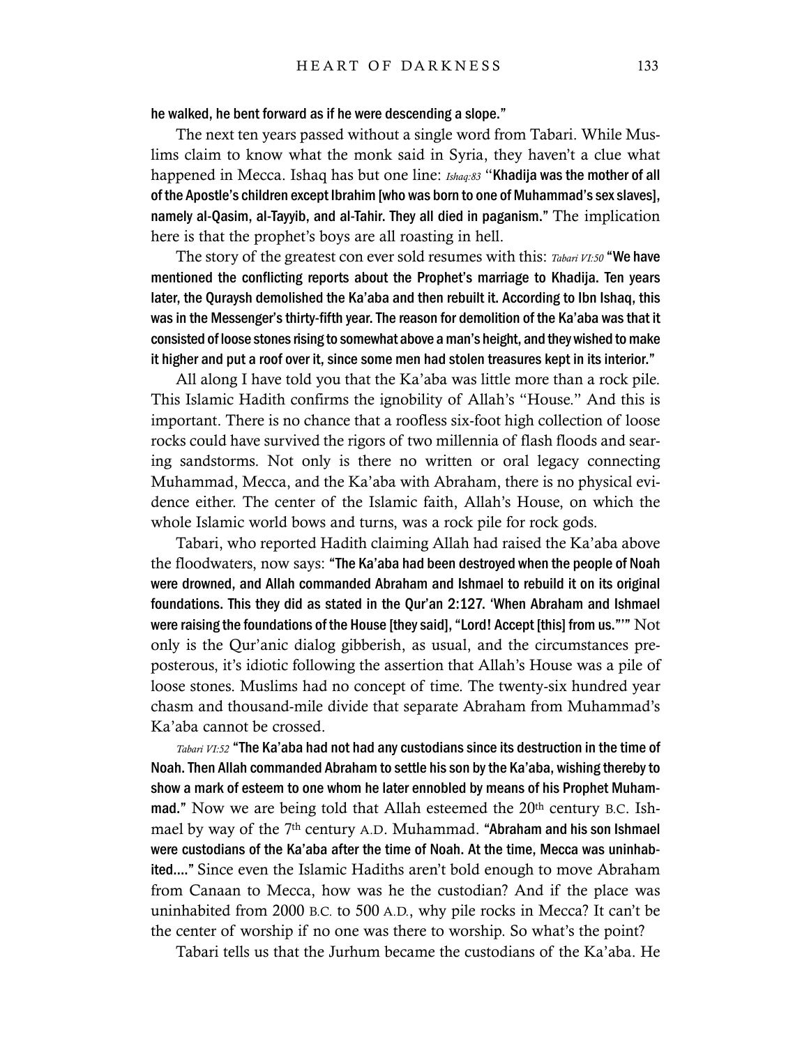**he walked, he bent forward as if he were descending a slope."**

The next ten years passed without a single word from Tabari. While Muslims claim to know what the monk said in Syria, they haven't a clue what happened in Mecca. Ishaq has but one line: *Ishaq:83* "**Khadija was the mother of all of the Apostle's children except Ibrahim [who was born to one of Muhammad's sex slaves], namely al-Qasim, al-Tayyib, and al-Tahir. They all died in paganism.**" The implication here is that the prophet's boys are all roasting in hell.

The story of the greatest con ever sold resumes with this: *Tabari VI:50* "**We have mentioned the conflicting reports about the Prophet's marriage to Khadija. Ten years later, the Quraysh demolished the Ka'aba and then rebuilt it. According to Ibn Ishaq, this was in the Messenger's thirty-fifth year. The reason for demolition of the Ka'aba was that it consisted of loose stones rising to somewhat above a man's height, and they wished to make it higher and put a roof over it, since some men had stolen treasures kept in its interior.**"

All along I have told you that the Ka'aba was little more than a rock pile. This Islamic Hadith confirms the ignobility of Allah's "House." And this is important. There is no chance that a roofless six-foot high collection of loose rocks could have survived the rigors of two millennia of flash floods and searing sandstorms. Not only is there no written or oral legacy connecting Muhammad, Mecca, and the Ka'aba with Abraham, there is no physical evidence either. The center of the Islamic faith, Allah's House, on which the whole Islamic world bows and turns, was a rock pile for rock gods.

Tabari, who reported Hadith claiming Allah had raised the Ka'aba above the floodwaters, now says: "**The Ka'aba had been destroyed when the people of Noah were drowned, and Allah commanded Abraham and Ishmael to rebuild it on its original foundations. This they did as stated in the Qur'an 2:127. 'When Abraham and Ishmael were raising the foundations of the House [they said], "Lord! Accept [this] from us."'**" Not only is the Qur'anic dialog gibberish, as usual, and the circumstances preposterous, it's idiotic following the assertion that Allah's House was a pile of loose stones. Muslims had no concept of time. The twenty-six hundred year chasm and thousand-mile divide that separate Abraham from Muhammad's Ka'aba cannot be crossed.

*Tabari VI:52* "**The Ka'aba had not had any custodians since its destruction in the time of Noah. Then Allah commanded Abraham to settle his son by the Ka'aba, wishing thereby to show a mark of esteem to one whom he later ennobled by means of his Prophet Muhammad.**" Now we are being told that Allah esteemed the 20th century B.C. Ishmael by way of the 7th century A.D. Muhammad. "**Abraham and his son Ishmael were custodians of the Ka'aba after the time of Noah. At the time, Mecca was uninhabited....**" Since even the Islamic Hadiths aren't bold enough to move Abraham from Canaan to Mecca, how was he the custodian? And if the place was uninhabited from 2000 B.C. to 500 A.D., why pile rocks in Mecca? It can't be the center of worship if no one was there to worship. So what's the point?

Tabari tells us that the Jurhum became the custodians of the Ka'aba. He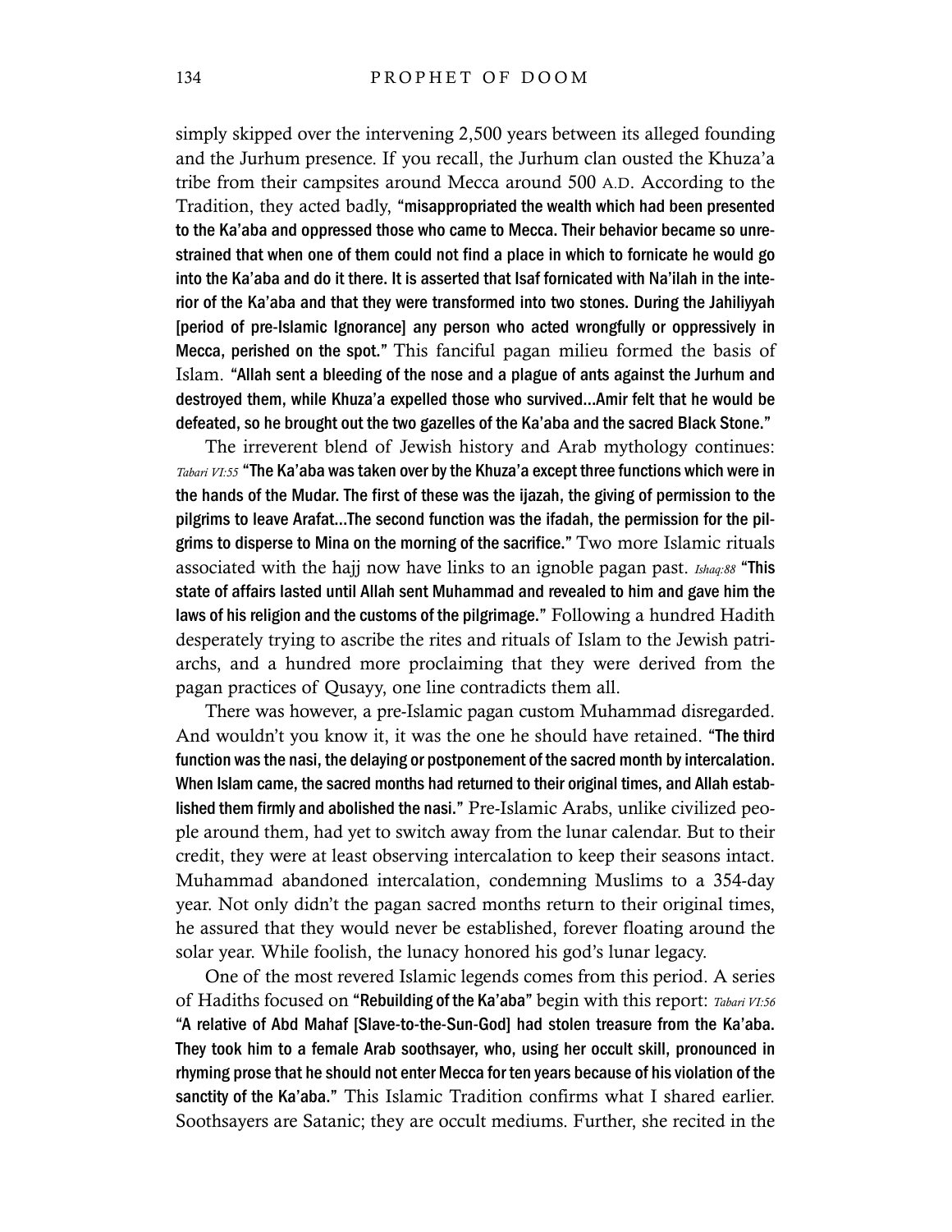simply skipped over the intervening 2,500 years between its alleged founding and the Jurhum presence. If you recall, the Jurhum clan ousted the Khuza'a tribe from their campsites around Mecca around 500 A.D. According to the Tradition, they acted badly, **"misappropriated the wealth which had been presented to the Ka'aba and oppressed those who came to Mecca. Their behavior became so unrestrained that when one of them could not find a place in which to fornicate he would go into the Ka'aba and do it there. It is asserted that Isaf fornicated with Na'ilah in the interior of the Ka'aba and that they were transformed into two stones. During the Jahiliyyah [period of pre-Islamic Ignorance] any person who acted wrongfully or oppressively in Mecca, perished on the spot."** This fanciful pagan milieu formed the basis of Islam. **"Allah sent a bleeding of the nose and a plague of ants against the Jurhum and destroyed them, while Khuza'a expelled those who survived...Amir felt that he would be defeated, so he brought out the two gazelles of the Ka'aba and the sacred Black Stone."**

The irreverent blend of Jewish history and Arab mythology continues: *Tabari VI:55* **"The Ka'aba was taken over by the Khuza'a except three functions which were in the hands of the Mudar. The first of these was the ijazah, the giving of permission to the pilgrims to leave Arafat...The second function was the ifadah, the permission for the pilgrims to disperse to Mina on the morning of the sacrifice."** Two more Islamic rituals associated with the hajj now have links to an ignoble pagan past. *Ishaq:88* **"This state of affairs lasted until Allah sent Muhammad and revealed to him and gave him the laws of his religion and the customs of the pilgrimage."** Following a hundred Hadith desperately trying to ascribe the rites and rituals of Islam to the Jewish patriarchs, and a hundred more proclaiming that they were derived from the pagan practices of Qusayy, one line contradicts them all.

There was however, a pre-Islamic pagan custom Muhammad disregarded. And wouldn't you know it, it was the one he should have retained. **"The third function was the nasi, the delaying or postponement of the sacred month by intercalation. When Islam came, the sacred months had returned to their original times, and Allah established them firmly and abolished the nasi."** Pre-Islamic Arabs, unlike civilized people around them, had yet to switch away from the lunar calendar. But to their credit, they were at least observing intercalation to keep their seasons intact. Muhammad abandoned intercalation, condemning Muslims to a 354-day year. Not only didn't the pagan sacred months return to their original times, he assured that they would never be established, forever floating around the solar year. While foolish, the lunacy honored his god's lunar legacy.

One of the most revered Islamic legends comes from this period. A series of Hadiths focused on **"Rebuilding of the Ka'aba"** begin with this report: *Tabari VI:56* **"A relative of Abd Mahaf [Slave-to-the-Sun-God] had stolen treasure from the Ka'aba. They took him to a female Arab soothsayer, who, using her occult skill, pronounced in rhyming prose that he should not enter Mecca for ten years because of his violation of the sanctity of the Ka'aba."** This Islamic Tradition confirms what I shared earlier. Soothsayers are Satanic; they are occult mediums. Further, she recited in the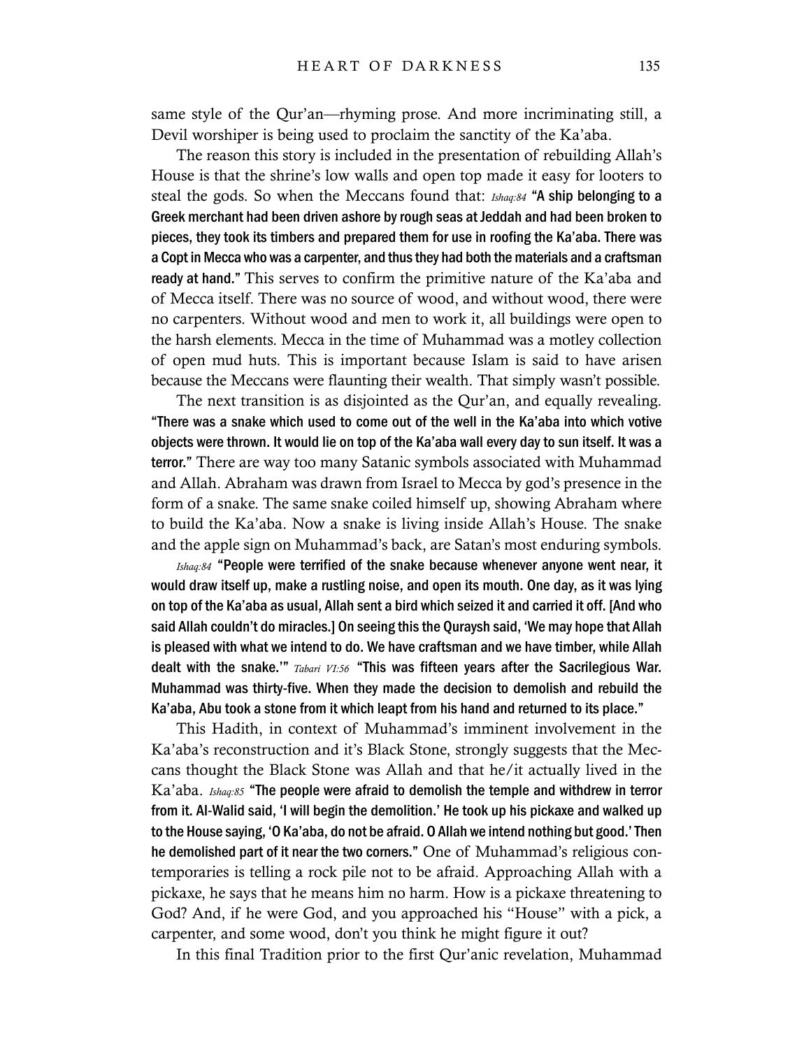same style of the Qur'an—rhyming prose. And more incriminating still, a Devil worshiper is being used to proclaim the sanctity of the Ka'aba.

The reason this story is included in the presentation of rebuilding Allah's House is that the shrine's low walls and open top made it easy for looters to steal the gods. So when the Meccans found that: *Ishaq:84* **"A ship belonging to a Greek merchant had been driven ashore by rough seas at Jeddah and had been broken to pieces, they took its timbers and prepared them for use in roofing the Ka'aba. There was a Copt in Mecca who was a carpenter, and thus they had both the materials and a craftsman ready at hand."** This serves to confirm the primitive nature of the Ka'aba and of Mecca itself. There was no source of wood, and without wood, there were no carpenters. Without wood and men to work it, all buildings were open to the harsh elements. Mecca in the time of Muhammad was a motley collection of open mud huts. This is important because Islam is said to have arisen because the Meccans were flaunting their wealth. That simply wasn't possible.

The next transition is as disjointed as the Qur'an, and equally revealing. **"There was a snake which used to come out of the well in the Ka'aba into which votive objects were thrown. It would lie on top of the Ka'aba wall every day to sun itself. It was a terror."** There are way too many Satanic symbols associated with Muhammad and Allah. Abraham was drawn from Israel to Mecca by god's presence in the form of a snake. The same snake coiled himself up, showing Abraham where to build the Ka'aba. Now a snake is living inside Allah's House. The snake and the apple sign on Muhammad's back, are Satan's most enduring symbols.

*Ishaq:84* **"People were terrified of the snake because whenever anyone went near, it would draw itself up, make a rustling noise, and open its mouth. One day, as it was lying on top of the Ka'aba as usual, Allah sent a bird which seized it and carried it off. [And who said Allah couldn't do miracles.] On seeing this the Quraysh said, 'We may hope that Allah is pleased with what we intend to do. We have craftsman and we have timber, while Allah dealt with the snake.'"** *Tabari VI:56* **"This was fifteen years after the Sacrilegious War. Muhammad was thirty-five. When they made the decision to demolish and rebuild the Ka'aba, Abu took a stone from it which leapt from his hand and returned to its place."**

This Hadith, in context of Muhammad's imminent involvement in the Ka'aba's reconstruction and it's Black Stone, strongly suggests that the Meccans thought the Black Stone was Allah and that he/it actually lived in the Ka'aba. *Ishaq:85* **"The people were afraid to demolish the temple and withdrew in terror from it. Al-Walid said, 'I will begin the demolition.' He took up his pickaxe and walked up to the House saying, 'O Ka'aba, do not be afraid. O Allah we intend nothing but good.' Then he demolished part of it near the two corners."** One of Muhammad's religious contemporaries is telling a rock pile not to be afraid. Approaching Allah with a pickaxe, he says that he means him no harm. How is a pickaxe threatening to God? And, if he were God, and you approached his "House" with a pick, a carpenter, and some wood, don't you think he might figure it out?

In this final Tradition prior to the first Qur'anic revelation, Muhammad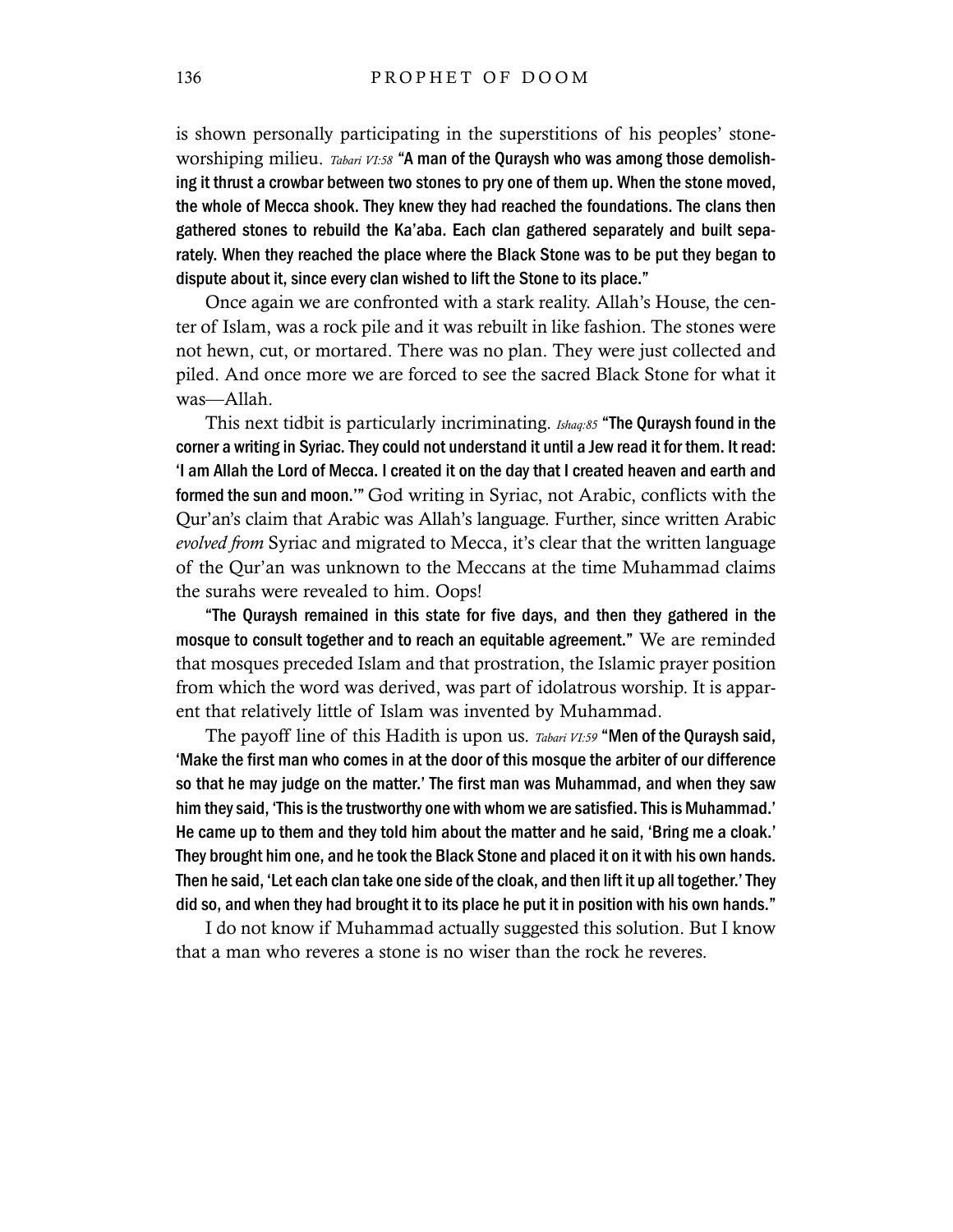is shown personally participating in the superstitions of his peoples' stone-worshiping milieu. *Tabari VI:58* **"A man of the Quraysh who was among those demolishing it thrust a crowbar between two stones to pry one of them up. When the stone moved, the whole of Mecca shook. They knew they had reached the foundations. The clans then gathered stones to rebuild the Ka'aba. Each clan gathered separately and built separately. When they reached the place where the Black Stone was to be put they began to dispute about it, since every clan wished to lift the Stone to its place."**

Once again we are confronted with a stark reality. Allah's House, the center of Islam, was a rock pile and it was rebuilt in like fashion. The stones were not hewn, cut, or mortared. There was no plan. They were just collected and piled. And once more we are forced to see the sacred Black Stone for what it was—Allah.

This next tidbit is particularly incriminating. *Ishaq:85* **"The Quraysh found in the corner a writing in Syriac. They could not understand it until a Jew read it for them. It read: 'I am Allah the Lord of Mecca. I created it on the day that I created heaven and earth and formed the sun and moon.'"** God writing in Syriac, not Arabic, conflicts with the Qur'an's claim that Arabic was Allah's language. Further, since written Arabic *evolved from* Syriac and migrated to Mecca, it's clear that the written language of the Qur'an was unknown to the Meccans at the time Muhammad claims the surahs were revealed to him. Oops!

**"The Quraysh remained in this state for five days, and then they gathered in the mosque to consult together and to reach an equitable agreement."** We are reminded that mosques preceded Islam and that prostration, the Islamic prayer position from which the word was derived, was part of idolatrous worship. It is apparent that relatively little of Islam was invented by Muhammad.

The payoff line of this Hadith is upon us. *Tabari VI:59* **"Men of the Quraysh said, 'Make the first man who comes in at the door of this mosque the arbiter of our difference so that he may judge on the matter.' The first man was Muhammad, and when they saw him they said, 'This is the trustworthy one with whom we are satisfied. This is Muhammad.' He came up to them and they told him about the matter and he said, 'Bring me a cloak.' They brought him one, and he took the Black Stone and placed it on it with his own hands. Then he said, 'Let each clan take one side of the cloak, and then lift it up all together.' They did so, and when they had brought it to its place he put it in position with his own hands."**

I do not know if Muhammad actually suggested this solution. But I know that a man who reveres a stone is no wiser than the rock he reveres.